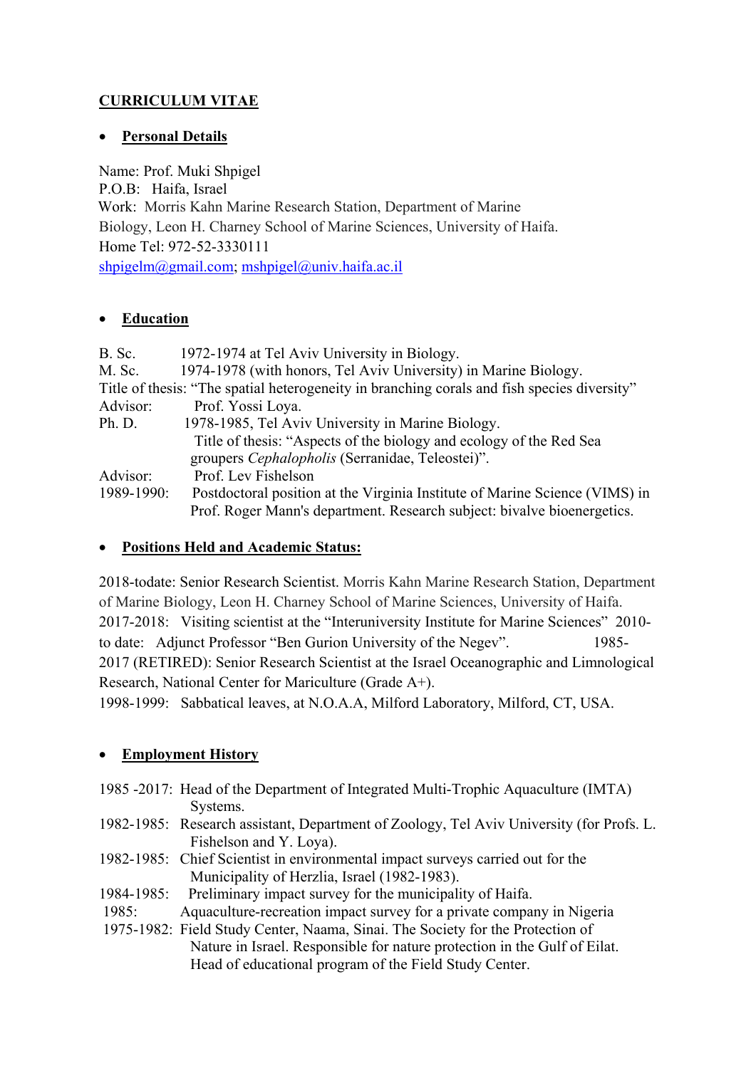# CURRICULUM VITAE

- ## Personal Details

Name: Prof. Muki Shpigel
P.O.B: Haifa, Israel
Work: Morris Kahn Marine Research Station, Department of Marine Biology, Leon H. Charney School of Marine Sciences, University of Haifa.
Home Tel: 972-52-3330111
shpigelm@gmail.com; mshpigel@univ.haifa.ac.il

- ## Education

B. Sc. 1972-1974 at Tel Aviv University in Biology.
M. Sc. 1974-1978 (with honors, Tel Aviv University) in Marine Biology.
Title of thesis: "The spatial heterogeneity in branching corals and fish species diversity"
Advisor: Prof. Yossi Loya.
Ph. D. 1978-1985, Tel Aviv University in Marine Biology.
Title of thesis: "Aspects of the biology and ecology of the Red Sea groupers *Cephalopholis* (Serranidae, Teleostei)".
Advisor: Prof. Lev Fishelson
1989-1990: Postdoctoral position at the Virginia Institute of Marine Science (VIMS) in Prof. Roger Mann's department. Research subject: bivalve bioenergetics.

- ## Positions Held and Academic Status:

2018-todate: Senior Research Scientist. Morris Kahn Marine Research Station, Department of Marine Biology, Leon H. Charney School of Marine Sciences, University of Haifa.
2017-2018: Visiting scientist at the "Interuniversity Institute for Marine Sciences" 2010-to date: Adjunct Professor "Ben Gurion University of the Negev". 1985-2017 (RETIRED): Senior Research Scientist at the Israel Oceanographic and Limnological Research, National Center for Mariculture (Grade A+).
1998-1999: Sabbatical leaves, at N.O.A.A, Milford Laboratory, Milford, CT, USA.

- ## Employment History

1985 -2017: Head of the Department of Integrated Multi-Trophic Aquaculture (IMTA) Systems.
1982-1985: Research assistant, Department of Zoology, Tel Aviv University (for Profs. L. Fishelson and Y. Loya).
1982-1985: Chief Scientist in environmental impact surveys carried out for the Municipality of Herzlia, Israel (1982-1983).
1984-1985: Preliminary impact survey for the municipality of Haifa.
1985: Aquaculture-recreation impact survey for a private company in Nigeria
1975-1982: Field Study Center, Naama, Sinai. The Society for the Protection of Nature in Israel. Responsible for nature protection in the Gulf of Eilat. Head of educational program of the Field Study Center.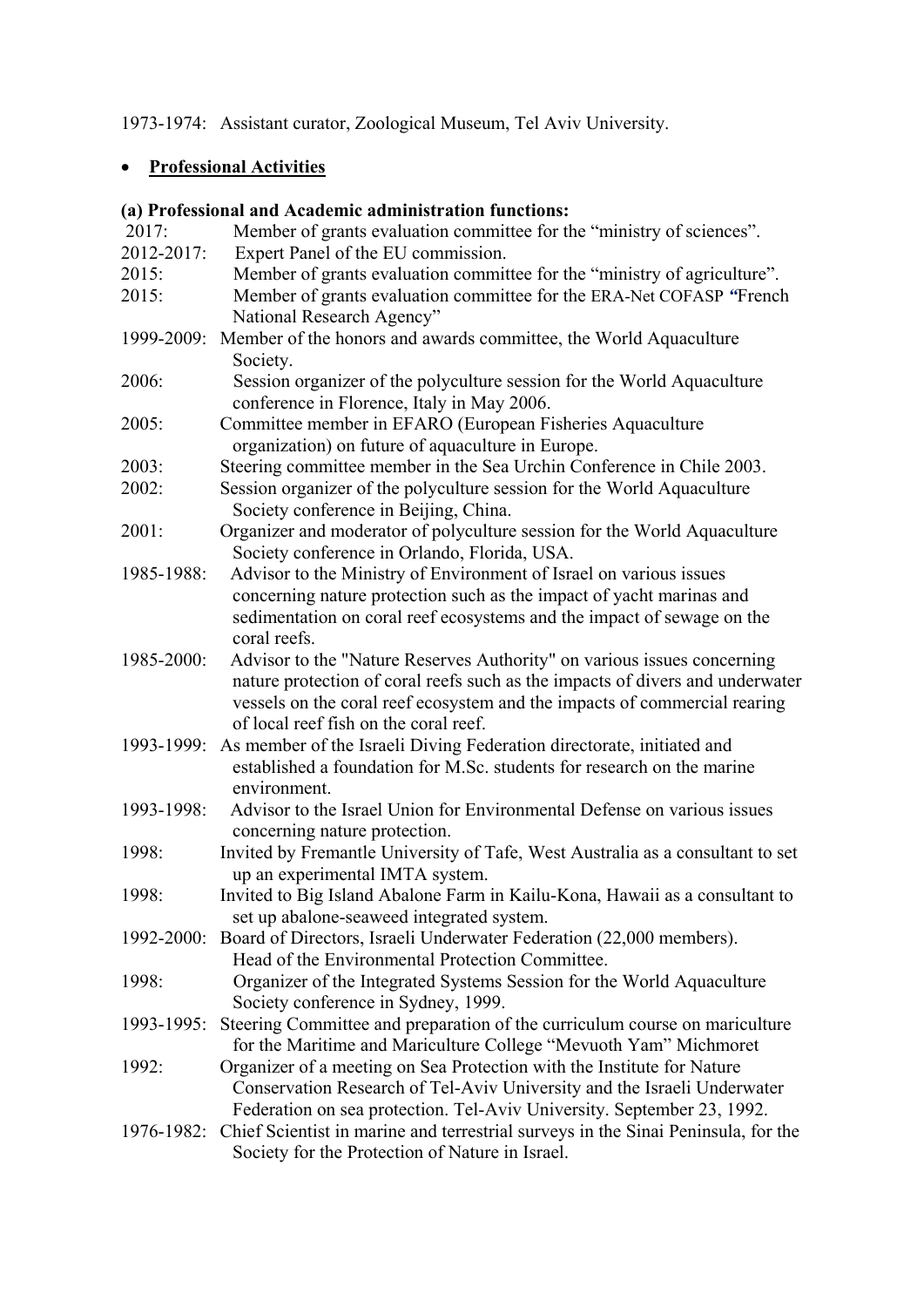1973-1974: Assistant curator, Zoological Museum, Tel Aviv University.

- **Professional Activities**

**(a) Professional and Academic administration functions:**

2017: Member of grants evaluation committee for the "ministry of sciences".

2012-2017: Expert Panel of the EU commission.

2015: Member of grants evaluation committee for the "ministry of agriculture".

2015: Member of grants evaluation committee for the ERA-Net COFASP *"*French National Research Agency"

1999-2009: Member of the honors and awards committee, the World Aquaculture Society.

2006: Session organizer of the polyculture session for the World Aquaculture conference in Florence, Italy in May 2006.

2005: Committee member in EFARO (European Fisheries Aquaculture organization) on future of aquaculture in Europe.

2003: Steering committee member in the Sea Urchin Conference in Chile 2003.

2002: Session organizer of the polyculture session for the World Aquaculture Society conference in Beijing, China.

2001: Organizer and moderator of polyculture session for the World Aquaculture Society conference in Orlando, Florida, USA.

1985-1988: Advisor to the Ministry of Environment of Israel on various issues concerning nature protection such as the impact of yacht marinas and sedimentation on coral reef ecosystems and the impact of sewage on the coral reefs.

1985-2000: Advisor to the "Nature Reserves Authority" on various issues concerning nature protection of coral reefs such as the impacts of divers and underwater vessels on the coral reef ecosystem and the impacts of commercial rearing of local reef fish on the coral reef.

1993-1999: As member of the Israeli Diving Federation directorate, initiated and established a foundation for M.Sc. students for research on the marine environment.

1993-1998: Advisor to the Israel Union for Environmental Defense on various issues concerning nature protection.

1998: Invited by Fremantle University of Tafe, West Australia as a consultant to set up an experimental IMTA system.

1998: Invited to Big Island Abalone Farm in Kailu-Kona, Hawaii as a consultant to set up abalone-seaweed integrated system.

1992-2000: Board of Directors, Israeli Underwater Federation (22,000 members). Head of the Environmental Protection Committee.

1998: Organizer of the Integrated Systems Session for the World Aquaculture Society conference in Sydney, 1999.

1993-1995: Steering Committee and preparation of the curriculum course on mariculture for the Maritime and Mariculture College "Mevuoth Yam" Michmoret

1992: Organizer of a meeting on Sea Protection with the Institute for Nature Conservation Research of Tel-Aviv University and the Israeli Underwater Federation on sea protection. Tel-Aviv University. September 23, 1992.

1976-1982: Chief Scientist in marine and terrestrial surveys in the Sinai Peninsula, for the Society for the Protection of Nature in Israel.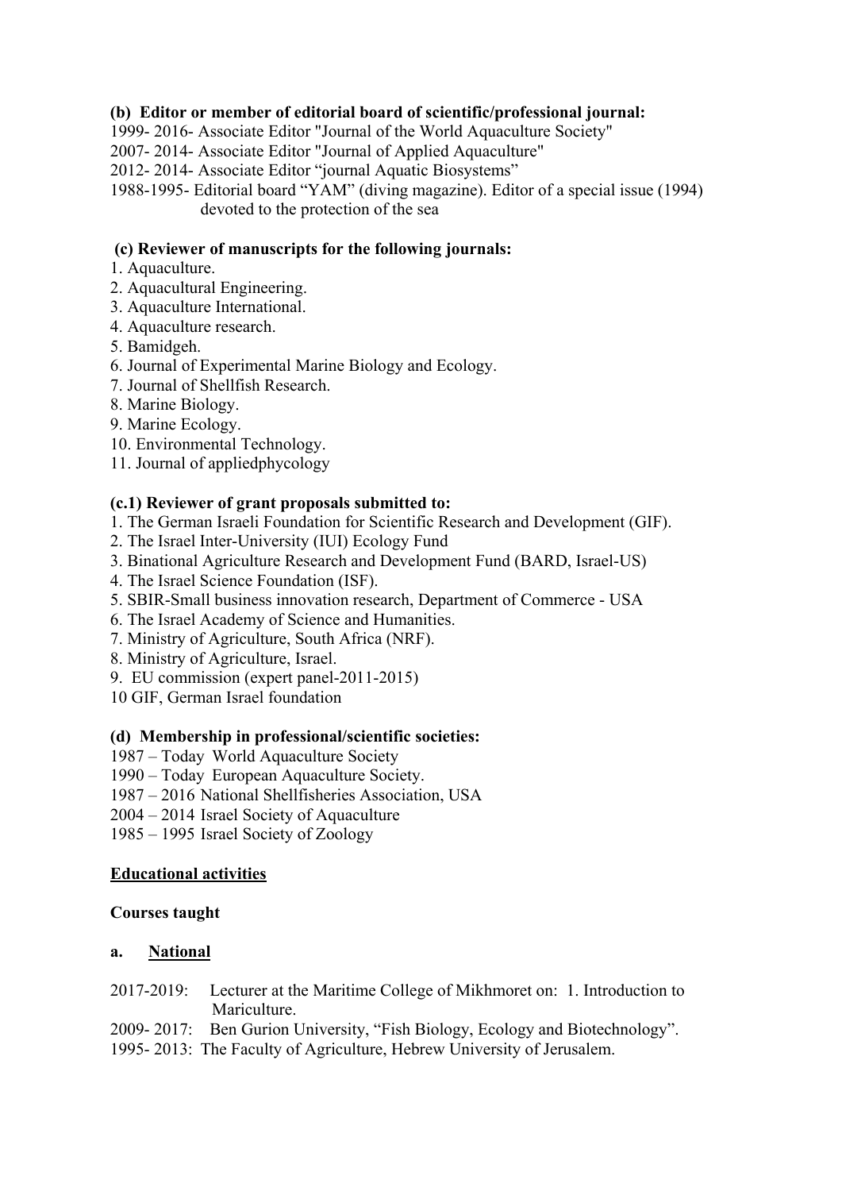**(b) Editor or member of editorial board of scientific/professional journal:**

1999- 2016- Associate Editor "Journal of the World Aquaculture Society"
2007- 2014- Associate Editor "Journal of Applied Aquaculture"
2012- 2014- Associate Editor "journal Aquatic Biosystems"
1988-1995- Editorial board "YAM" (diving magazine). Editor of a special issue (1994) devoted to the protection of the sea

**(c) Reviewer of manuscripts for the following journals:**

1. Aquaculture.
2. Aquacultural Engineering.
3. Aquaculture International.
4. Aquaculture research.
5. Bamidgeh.
6. Journal of Experimental Marine Biology and Ecology.
7. Journal of Shellfish Research.
8. Marine Biology.
9. Marine Ecology.
10. Environmental Technology.
11. Journal of appliedphycology

**(c.1) Reviewer of grant proposals submitted to:**

1. The German Israeli Foundation for Scientific Research and Development (GIF).
2. The Israel Inter-University (IUI) Ecology Fund
3. Binational Agriculture Research and Development Fund (BARD, Israel-US)
4. The Israel Science Foundation (ISF).
5. SBIR-Small business innovation research, Department of Commerce - USA
6. The Israel Academy of Science and Humanities.
7. Ministry of Agriculture, South Africa (NRF).
8. Ministry of Agriculture, Israel.
9. EU commission (expert panel-2011-2015)
10 GIF, German Israel foundation

**(d) Membership in professional/scientific societies:**

1987 – Today World Aquaculture Society
1990 – Today European Aquaculture Society.
1987 – 2016 National Shellfisheries Association, USA
2004 – 2014 Israel Society of Aquaculture
1985 – 1995 Israel Society of Zoology

## Educational activities

### Courses taught

#### a. National

2017-2019: Lecturer at the Maritime College of Mikhmoret on: 1. Introduction to Mariculture.
2009- 2017: Ben Gurion University, "Fish Biology, Ecology and Biotechnology".
1995- 2013: The Faculty of Agriculture, Hebrew University of Jerusalem.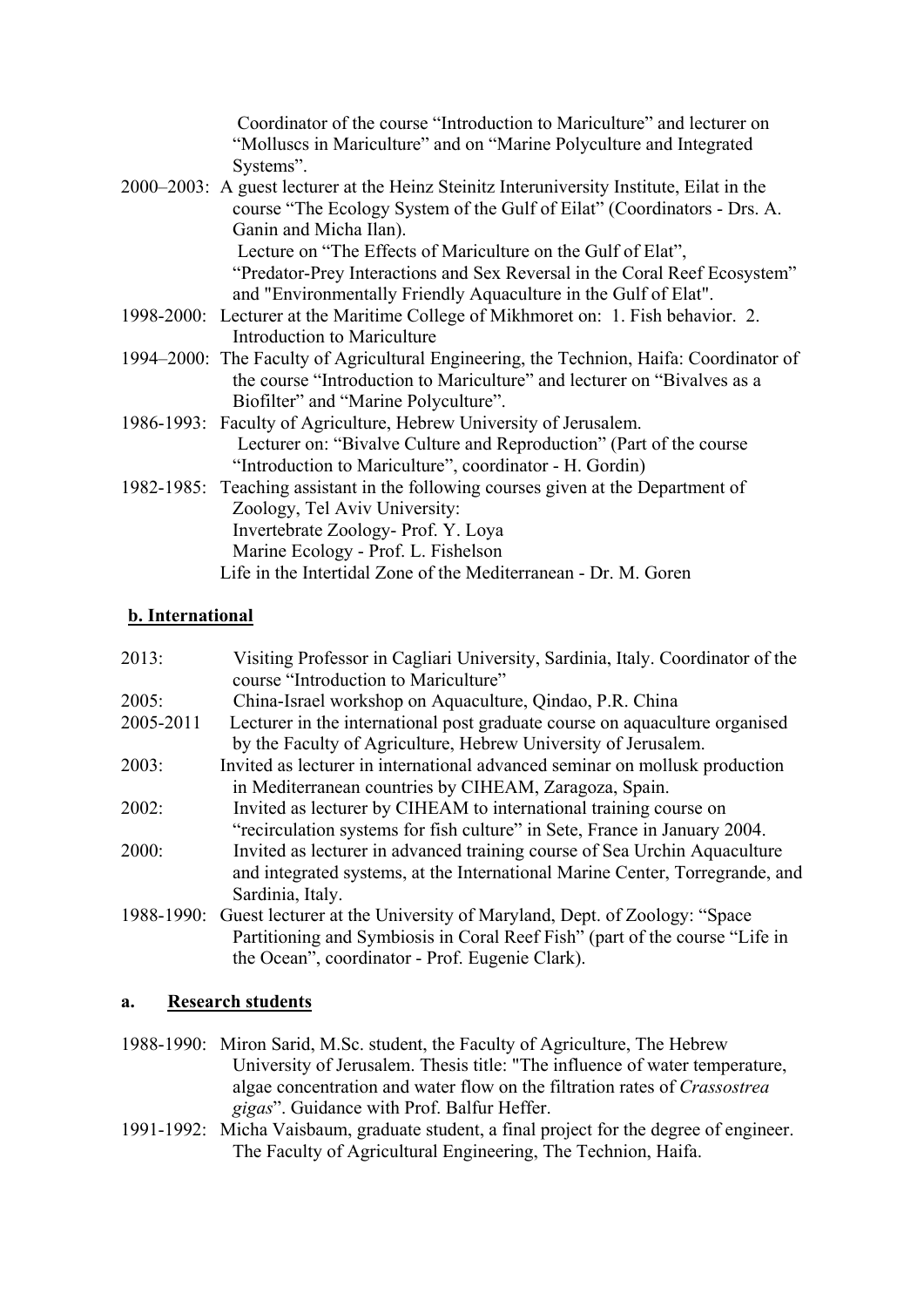Coordinator of the course "Introduction to Mariculture" and lecturer on "Molluscs in Mariculture" and on "Marine Polyculture and Integrated Systems".

2000–2003: A guest lecturer at the Heinz Steinitz Interuniversity Institute, Eilat in the course "The Ecology System of the Gulf of Eilat" (Coordinators - Drs. A. Ganin and Micha Ilan).
Lecture on "The Effects of Mariculture on the Gulf of Elat", "Predator-Prey Interactions and Sex Reversal in the Coral Reef Ecosystem" and "Environmentally Friendly Aquaculture in the Gulf of Elat".

1998-2000: Lecturer at the Maritime College of Mikhmoret on: 1. Fish behavior. 2. Introduction to Mariculture

1994–2000: The Faculty of Agricultural Engineering, the Technion, Haifa: Coordinator of the course "Introduction to Mariculture" and lecturer on "Bivalves as a Biofilter" and "Marine Polyculture".

1986-1993: Faculty of Agriculture, Hebrew University of Jerusalem.
Lecturer on: "Bivalve Culture and Reproduction" (Part of the course "Introduction to Mariculture", coordinator - H. Gordin)

1982-1985: Teaching assistant in the following courses given at the Department of Zoology, Tel Aviv University:
Invertebrate Zoology- Prof. Y. Loya
Marine Ecology - Prof. L. Fishelson
Life in the Intertidal Zone of the Mediterranean - Dr. M. Goren

**b. International**

2013: Visiting Professor in Cagliari University, Sardinia, Italy. Coordinator of the course "Introduction to Mariculture"

2005: China-Israel workshop on Aquaculture, Qindao, P.R. China

2005-2011 Lecturer in the international post graduate course on aquaculture organised by the Faculty of Agriculture, Hebrew University of Jerusalem.

2003: Invited as lecturer in international advanced seminar on mollusk production in Mediterranean countries by CIHEAM, Zaragoza, Spain.

2002: Invited as lecturer by CIHEAM to international training course on "recirculation systems for fish culture" in Sete, France in January 2004.

2000: Invited as lecturer in advanced training course of Sea Urchin Aquaculture and integrated systems, at the International Marine Center, Torregrande, and Sardinia, Italy.

1988-1990: Guest lecturer at the University of Maryland, Dept. of Zoology: "Space Partitioning and Symbiosis in Coral Reef Fish" (part of the course "Life in the Ocean", coordinator - Prof. Eugenie Clark).

**a. Research students**

1988-1990: Miron Sarid, M.Sc. student, the Faculty of Agriculture, The Hebrew University of Jerusalem. Thesis title: "The influence of water temperature, algae concentration and water flow on the filtration rates of *Crassostrea gigas*". Guidance with Prof. Balfur Heffer.

1991-1992: Micha Vaisbaum, graduate student, a final project for the degree of engineer. The Faculty of Agricultural Engineering, The Technion, Haifa.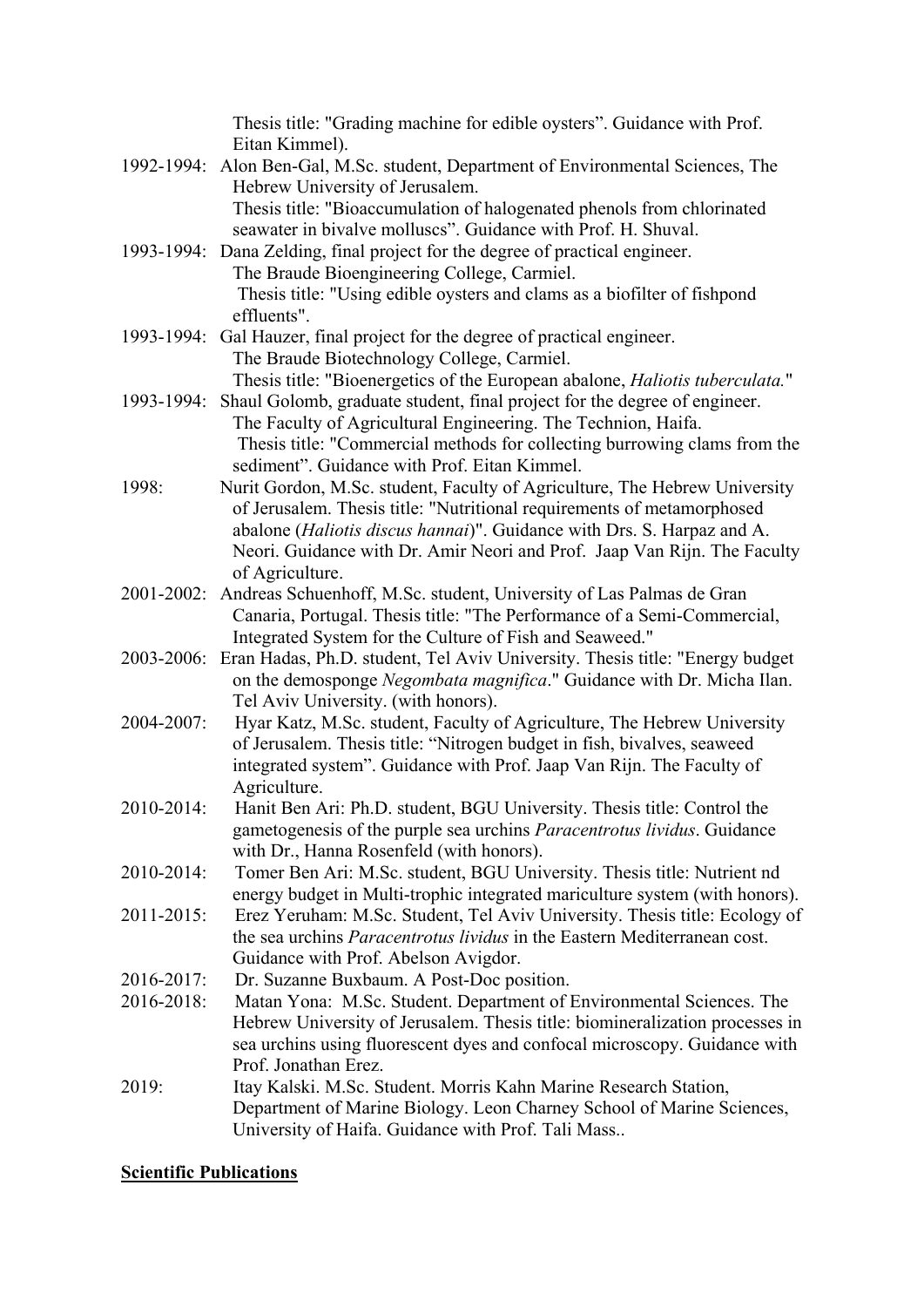Thesis title: "Grading machine for edible oysters". Guidance with Prof. Eitan Kimmel).

1992-1994: Alon Ben-Gal, M.Sc. student, Department of Environmental Sciences, The Hebrew University of Jerusalem.
Thesis title: "Bioaccumulation of halogenated phenols from chlorinated seawater in bivalve molluscs". Guidance with Prof. H. Shuval.

1993-1994: Dana Zelding, final project for the degree of practical engineer.
The Braude Bioengineering College, Carmiel.
Thesis title: "Using edible oysters and clams as a biofilter of fishpond effluents".

1993-1994: Gal Hauzer, final project for the degree of practical engineer.
The Braude Biotechnology College, Carmiel.
Thesis title: "Bioenergetics of the European abalone, *Haliotis tuberculata.*"

1993-1994: Shaul Golomb, graduate student, final project for the degree of engineer.
The Faculty of Agricultural Engineering. The Technion, Haifa.
Thesis title: "Commercial methods for collecting burrowing clams from the sediment". Guidance with Prof. Eitan Kimmel.

1998: Nurit Gordon, M.Sc. student, Faculty of Agriculture, The Hebrew University of Jerusalem. Thesis title: "Nutritional requirements of metamorphosed abalone (*Haliotis discus hannai*)". Guidance with Drs. S. Harpaz and A. Neori. Guidance with Dr. Amir Neori and Prof. Jaap Van Rijn. The Faculty of Agriculture.

2001-2002: Andreas Schuenhoff, M.Sc. student, University of Las Palmas de Gran Canaria, Portugal. Thesis title: "The Performance of a Semi-Commercial, Integrated System for the Culture of Fish and Seaweed."

2003-2006: Eran Hadas, Ph.D. student, Tel Aviv University. Thesis title: "Energy budget on the demosponge *Negombata magnifica*." Guidance with Dr. Micha Ilan. Tel Aviv University. (with honors).

2004-2007: Hyar Katz, M.Sc. student, Faculty of Agriculture, The Hebrew University of Jerusalem. Thesis title: "Nitrogen budget in fish, bivalves, seaweed integrated system". Guidance with Prof. Jaap Van Rijn. The Faculty of Agriculture.

2010-2014: Hanit Ben Ari: Ph.D. student, BGU University. Thesis title: Control the gametogenesis of the purple sea urchins *Paracentrotus lividus*. Guidance with Dr., Hanna Rosenfeld (with honors).

2010-2014: Tomer Ben Ari: M.Sc. student, BGU University. Thesis title: Nutrient nd energy budget in Multi-trophic integrated mariculture system (with honors).

2011-2015: Erez Yeruham: M.Sc. Student, Tel Aviv University. Thesis title: Ecology of the sea urchins *Paracentrotus lividus* in the Eastern Mediterranean cost. Guidance with Prof. Abelson Avigdor.

2016-2017: Dr. Suzanne Buxbaum. A Post-Doc position.

2016-2018: Matan Yona: M.Sc. Student. Department of Environmental Sciences. The Hebrew University of Jerusalem. Thesis title: biomineralization processes in sea urchins using fluorescent dyes and confocal microscopy. Guidance with Prof. Jonathan Erez.

2019: Itay Kalski. M.Sc. Student. Morris Kahn Marine Research Station, Department of Marine Biology. Leon Charney School of Marine Sciences, University of Haifa. Guidance with Prof. Tali Mass..

**Scientific Publications**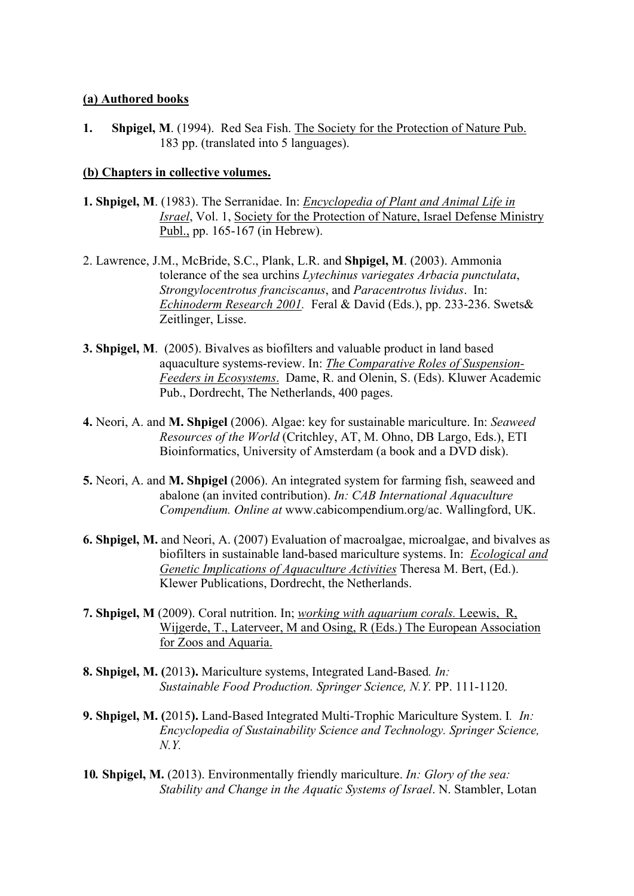**(a) Authored books**

**1. Shpigel, M**. (1994). Red Sea Fish. The Society for the Protection of Nature Pub. 183 pp. (translated into 5 languages).

**(b) Chapters in collective volumes.**

**1. Shpigel, M**. (1983). The Serranidae. In: *Encyclopedia of Plant and Animal Life in Israel*, Vol. 1, Society for the Protection of Nature, Israel Defense Ministry Publ., pp. 165-167 (in Hebrew).

2. Lawrence, J.M., McBride, S.C., Plank, L.R. and **Shpigel, M**. (2003). Ammonia tolerance of the sea urchins *Lytechinus variegates Arbacia punctulata*, *Strongylocentrotus franciscanus*, and *Paracentrotus lividus*. In: *Echinoderm Research 2001*. Feral & David (Eds.), pp. 233-236. Swets& Zeitlinger, Lisse.

**3. Shpigel, M**. (2005). Bivalves as biofilters and valuable product in land based aquaculture systems-review. In: *The Comparative Roles of Suspension-Feeders in Ecosystems*. Dame, R. and Olenin, S. (Eds). Kluwer Academic Pub., Dordrecht, The Netherlands, 400 pages.

**4.** Neori, A. and **M. Shpigel** (2006). Algae: key for sustainable mariculture. In: *Seaweed Resources of the World* (Critchley, AT, M. Ohno, DB Largo, Eds.), ETI Bioinformatics, University of Amsterdam (a book and a DVD disk).

**5.** Neori, A. and **M. Shpigel** (2006). An integrated system for farming fish, seaweed and abalone (an invited contribution). *In: CAB International Aquaculture Compendium. Online at* www.cabicompendium.org/ac. Wallingford, UK.

**6. Shpigel, M.** and Neori, A. (2007) Evaluation of macroalgae, microalgae, and bivalves as biofilters in sustainable land-based mariculture systems. In: *Ecological and Genetic Implications of Aquaculture Activities* Theresa M. Bert, (Ed.). Klewer Publications, Dordrecht, the Netherlands.

**7. Shpigel, M** (2009). Coral nutrition. In; *working with aquarium corals.* Leewis, R, Wijgerde, T., Laterveer, M and Osing, R (Eds.) The European Association for Zoos and Aquaria.

**8. Shpigel, M. (**2013**).** Mariculture systems, Integrated Land-Based*. In: Sustainable Food Production. Springer Science, N.Y.* PP. 111-1120.

**9. Shpigel, M. (**2015**).** Land-Based Integrated Multi-Trophic Mariculture System. I. *In: Encyclopedia of Sustainability Science and Technology. Springer Science, N.Y.*

**10. Shpigel, M.** (2013). Environmentally friendly mariculture. *In: Glory of the sea: Stability and Change in the Aquatic Systems of Israel*. N. Stambler, Lotan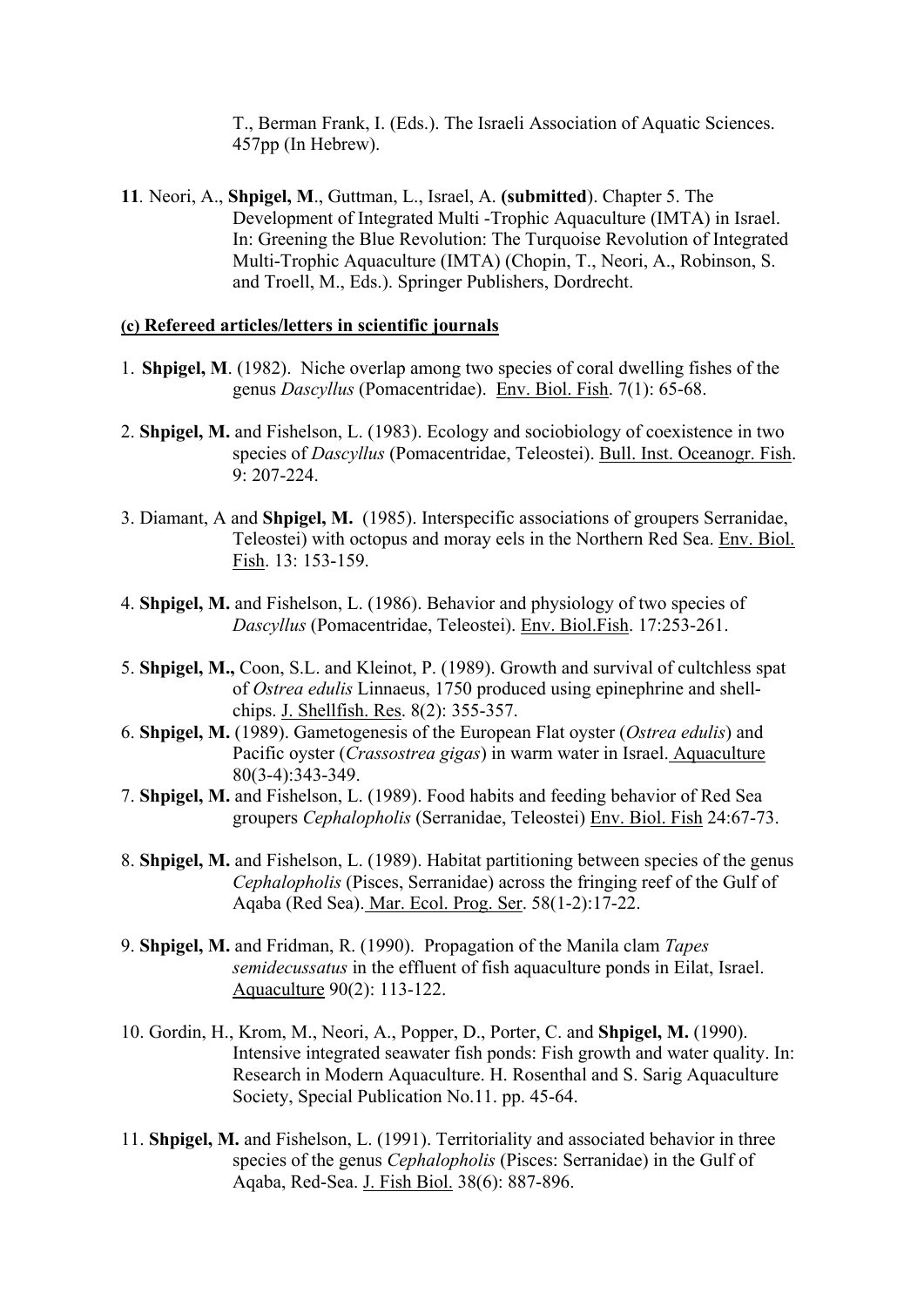T., Berman Frank, I. (Eds.). The Israeli Association of Aquatic Sciences. 457pp (In Hebrew).

**11**. Neori, A., **Shpigel, M**., Guttman, L., Israel, A. **(submitted**). Chapter 5. The Development of Integrated Multi -Trophic Aquaculture (IMTA) in Israel. In: Greening the Blue Revolution: The Turquoise Revolution of Integrated Multi-Trophic Aquaculture (IMTA) (Chopin, T., Neori, A., Robinson, S. and Troell, M., Eds.). Springer Publishers, Dordrecht.

**(c) Refereed articles/letters in scientific journals**

1. **Shpigel, M**. (1982). Niche overlap among two species of coral dwelling fishes of the genus *Dascyllus* (Pomacentridae). Env. Biol. Fish. 7(1): 65-68.

2. **Shpigel, M.** and Fishelson, L. (1983). Ecology and sociobiology of coexistence in two species of *Dascyllus* (Pomacentridae, Teleostei). Bull. Inst. Oceanogr. Fish. 9: 207-224.

3. Diamant, A and **Shpigel, M.** (1985). Interspecific associations of groupers Serranidae, Teleostei) with octopus and moray eels in the Northern Red Sea. Env. Biol. Fish. 13: 153-159.

4. **Shpigel, M.** and Fishelson, L. (1986). Behavior and physiology of two species of *Dascyllus* (Pomacentridae, Teleostei). Env. Biol.Fish. 17:253-261.

5. **Shpigel, M.,** Coon, S.L. and Kleinot, P. (1989). Growth and survival of cultchless spat of *Ostrea edulis* Linnaeus, 1750 produced using epinephrine and shell-chips. J. Shellfish. Res. 8(2): 355-357.

6. **Shpigel, M.** (1989). Gametogenesis of the European Flat oyster (*Ostrea edulis*) and Pacific oyster (*Crassostrea gigas*) in warm water in Israel. Aquaculture 80(3-4):343-349.

7. **Shpigel, M.** and Fishelson, L. (1989). Food habits and feeding behavior of Red Sea groupers *Cephalopholis* (Serranidae, Teleostei) Env. Biol. Fish 24:67-73.

8. **Shpigel, M.** and Fishelson, L. (1989). Habitat partitioning between species of the genus *Cephalopholis* (Pisces, Serranidae) across the fringing reef of the Gulf of Aqaba (Red Sea). Mar. Ecol. Prog. Ser. 58(1-2):17-22.

9. **Shpigel, M.** and Fridman, R. (1990). Propagation of the Manila clam *Tapes semidecussatus* in the effluent of fish aquaculture ponds in Eilat, Israel. Aquaculture 90(2): 113-122.

10. Gordin, H., Krom, M., Neori, A., Popper, D., Porter, C. and **Shpigel, M.** (1990). Intensive integrated seawater fish ponds: Fish growth and water quality. In: Research in Modern Aquaculture. H. Rosenthal and S. Sarig Aquaculture Society, Special Publication No.11. pp. 45-64.

11. **Shpigel, M.** and Fishelson, L. (1991). Territoriality and associated behavior in three species of the genus *Cephalopholis* (Pisces: Serranidae) in the Gulf of Aqaba, Red-Sea. J. Fish Biol. 38(6): 887-896.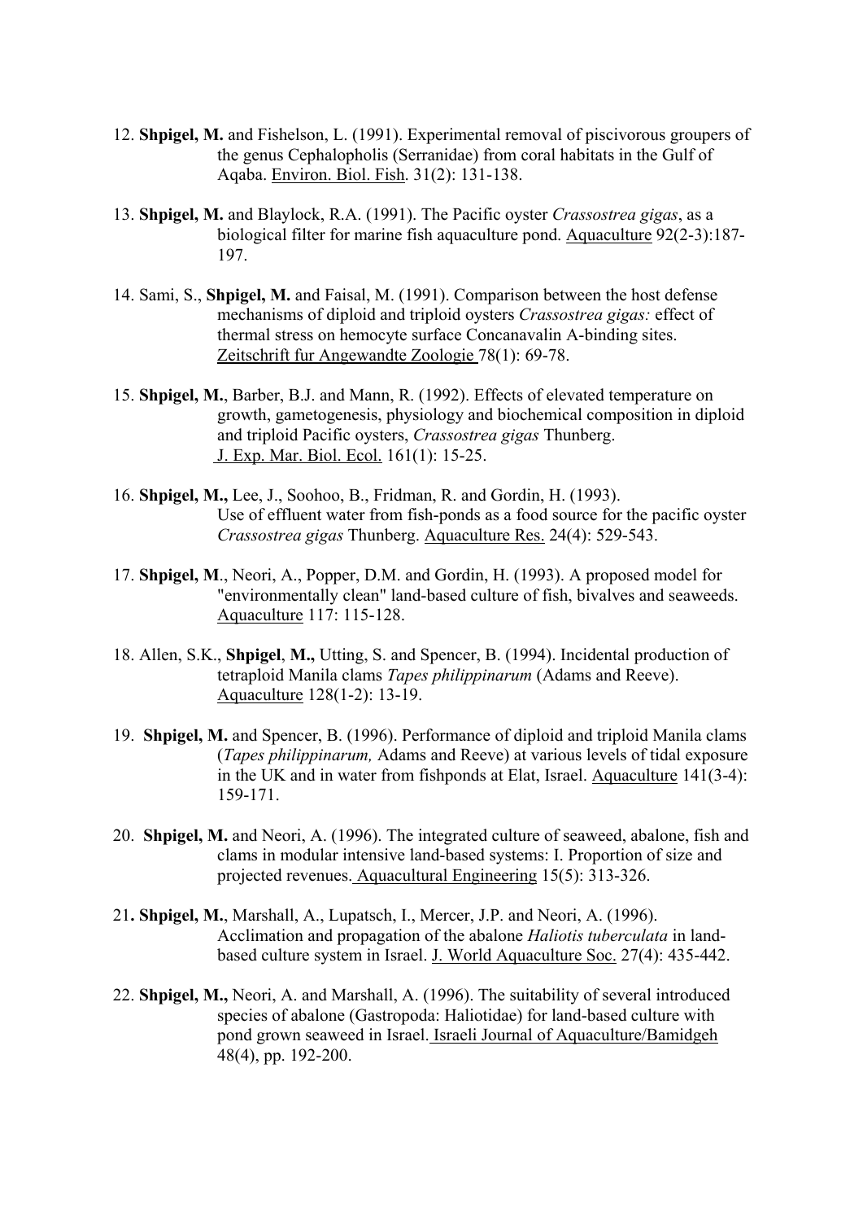12. **Shpigel, M.** and Fishelson, L. (1991). Experimental removal of piscivorous groupers of the genus Cephalopholis (Serranidae) from coral habitats in the Gulf of Aqaba. Environ. Biol. Fish. 31(2): 131-138.

13. **Shpigel, M.** and Blaylock, R.A. (1991). The Pacific oyster *Crassostrea gigas*, as a biological filter for marine fish aquaculture pond. Aquaculture 92(2-3):187-197.

14. Sami, S., **Shpigel, M.** and Faisal, M. (1991). Comparison between the host defense mechanisms of diploid and triploid oysters *Crassostrea gigas:* effect of thermal stress on hemocyte surface Concanavalin A-binding sites. Zeitschrift fur Angewandte Zoologie 78(1): 69-78.

15. **Shpigel, M.**, Barber, B.J. and Mann, R. (1992). Effects of elevated temperature on growth, gametogenesis, physiology and biochemical composition in diploid and triploid Pacific oysters, *Crassostrea gigas* Thunberg. J. Exp. Mar. Biol. Ecol. 161(1): 15-25.

16. **Shpigel, M.,** Lee, J., Soohoo, B., Fridman, R. and Gordin, H. (1993). Use of effluent water from fish-ponds as a food source for the pacific oyster *Crassostrea gigas* Thunberg. Aquaculture Res. 24(4): 529-543.

17. **Shpigel, M**., Neori, A., Popper, D.M. and Gordin, H. (1993). A proposed model for "environmentally clean" land-based culture of fish, bivalves and seaweeds. Aquaculture 117: 115-128.

18. Allen, S.K., **Shpigel**, **M.,** Utting, S. and Spencer, B. (1994). Incidental production of tetraploid Manila clams *Tapes philippinarum* (Adams and Reeve). Aquaculture 128(1-2): 13-19.

19. **Shpigel, M.** and Spencer, B. (1996). Performance of diploid and triploid Manila clams (*Tapes philippinarum,* Adams and Reeve) at various levels of tidal exposure in the UK and in water from fishponds at Elat, Israel. Aquaculture 141(3-4): 159-171.

20. **Shpigel, M.** and Neori, A. (1996). The integrated culture of seaweed, abalone, fish and clams in modular intensive land-based systems: I. Proportion of size and projected revenues. Aquacultural Engineering 15(5): 313-326.

21**. Shpigel, M.**, Marshall, A., Lupatsch, I., Mercer, J.P. and Neori, A. (1996). Acclimation and propagation of the abalone *Haliotis tuberculata* in land-based culture system in Israel. J. World Aquaculture Soc. 27(4): 435-442.

22. **Shpigel, M.,** Neori, A. and Marshall, A. (1996). The suitability of several introduced species of abalone (Gastropoda: Haliotidae) for land-based culture with pond grown seaweed in Israel. Israeli Journal of Aquaculture/Bamidgeh 48(4), pp. 192-200.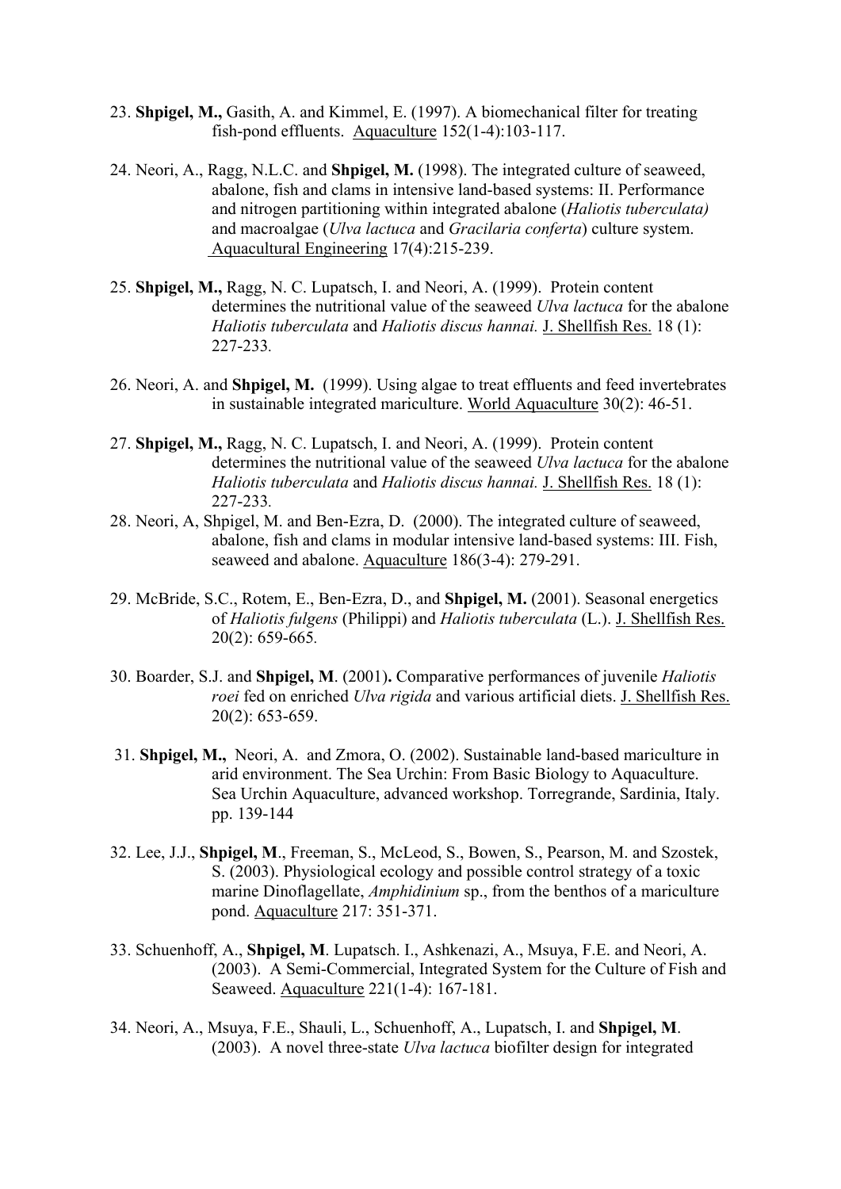23. **Shpigel, M.,** Gasith, A. and Kimmel, E. (1997). A biomechanical filter for treating fish-pond effluents. Aquaculture 152(1-4):103-117.

24. Neori, A., Ragg, N.L.C. and **Shpigel, M.** (1998). The integrated culture of seaweed, abalone, fish and clams in intensive land-based systems: II. Performance and nitrogen partitioning within integrated abalone (*Haliotis tuberculata)* and macroalgae (*Ulva lactuca* and *Gracilaria conferta*) culture system. Aquacultural Engineering 17(4):215-239.

25. **Shpigel, M.,** Ragg, N. C. Lupatsch, I. and Neori, A. (1999). Protein content determines the nutritional value of the seaweed *Ulva lactuca* for the abalone *Haliotis tuberculata* and *Haliotis discus hannai.* J. Shellfish Res. 18 (1): 227-233.

26. Neori, A. and **Shpigel, M.** (1999). Using algae to treat effluents and feed invertebrates in sustainable integrated mariculture. World Aquaculture 30(2): 46-51.

27. **Shpigel, M.,** Ragg, N. C. Lupatsch, I. and Neori, A. (1999). Protein content determines the nutritional value of the seaweed *Ulva lactuca* for the abalone *Haliotis tuberculata* and *Haliotis discus hannai.* J. Shellfish Res. 18 (1): 227-233.

28. Neori, A, Shpigel, M. and Ben-Ezra, D. (2000). The integrated culture of seaweed, abalone, fish and clams in modular intensive land-based systems: III. Fish, seaweed and abalone. Aquaculture 186(3-4): 279-291.

29. McBride, S.C., Rotem, E., Ben-Ezra, D., and **Shpigel, M.** (2001). Seasonal energetics of *Haliotis fulgens* (Philippi) and *Haliotis tuberculata* (L.). J. Shellfish Res. 20(2): 659-665.

30. Boarder, S.J. and **Shpigel, M**. (2001)**.** Comparative performances of juvenile *Haliotis roei* fed on enriched *Ulva rigida* and various artificial diets. J. Shellfish Res. 20(2): 653-659.

31. **Shpigel, M.,** Neori, A. and Zmora, O. (2002). Sustainable land-based mariculture in arid environment. The Sea Urchin: From Basic Biology to Aquaculture. Sea Urchin Aquaculture, advanced workshop. Torregrande, Sardinia, Italy. pp. 139-144

32. Lee, J.J., **Shpigel, M**., Freeman, S., McLeod, S., Bowen, S., Pearson, M. and Szostek, S. (2003). Physiological ecology and possible control strategy of a toxic marine Dinoflagellate, *Amphidinium* sp., from the benthos of a mariculture pond. Aquaculture 217: 351-371.

33. Schuenhoff, A., **Shpigel, M**. Lupatsch. I., Ashkenazi, A., Msuya, F.E. and Neori, A. (2003). A Semi-Commercial, Integrated System for the Culture of Fish and Seaweed. Aquaculture 221(1-4): 167-181.

34. Neori, A., Msuya, F.E., Shauli, L., Schuenhoff, A., Lupatsch, I. and **Shpigel, M**. (2003). A novel three-state *Ulva lactuca* biofilter design for integrated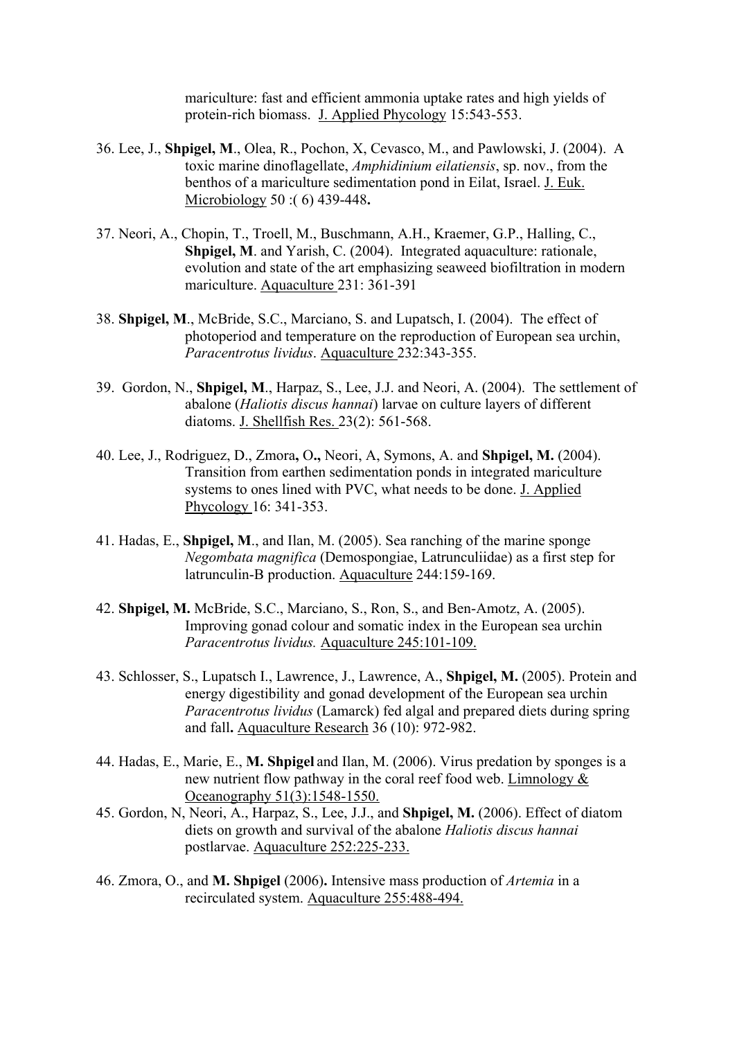mariculture: fast and efficient ammonia uptake rates and high yields of protein-rich biomass. J. Applied Phycology 15:543-553.

36. Lee, J., **Shpigel, M**., Olea, R., Pochon, X, Cevasco, M., and Pawlowski, J. (2004). A toxic marine dinoflagellate, *Amphidinium eilatiensis*, sp. nov., from the benthos of a mariculture sedimentation pond in Eilat, Israel. J. Euk. Microbiology 50 :( 6) 439-448**.**

37. Neori, A., Chopin, T., Troell, M., Buschmann, A.H., Kraemer, G.P., Halling, C., **Shpigel, M**. and Yarish, C. (2004). Integrated aquaculture: rationale, evolution and state of the art emphasizing seaweed biofiltration in modern mariculture. Aquaculture 231: 361-391

38. **Shpigel, M**., McBride, S.C., Marciano, S. and Lupatsch, I. (2004). The effect of photoperiod and temperature on the reproduction of European sea urchin, *Paracentrotus lividus*. Aquaculture 232:343-355.

39. Gordon, N., **Shpigel, M**., Harpaz, S., Lee, J.J. and Neori, A. (2004). The settlement of abalone (*Haliotis discus hannai*) larvae on culture layers of different diatoms. J. Shellfish Res. 23(2): 561-568.

40. Lee, J., Rodriguez, D., Zmora**,** O**.,** Neori, A, Symons, A. and **Shpigel, M.** (2004). Transition from earthen sedimentation ponds in integrated mariculture systems to ones lined with PVC, what needs to be done. J. Applied Phycology 16: 341-353.

41. Hadas, E., **Shpigel, M**., and Ilan, M. (2005). Sea ranching of the marine sponge *Negombata magnifica* (Demospongiae, Latrunculiidae) as a first step for latrunculin-B production. Aquaculture 244:159-169.

42. **Shpigel, M.** McBride, S.C., Marciano, S., Ron, S., and Ben-Amotz, A. (2005). Improving gonad colour and somatic index in the European sea urchin *Paracentrotus lividus.* Aquaculture 245:101-109.

43. Schlosser, S., Lupatsch I., Lawrence, J., Lawrence, A., **Shpigel, M.** (2005). Protein and energy digestibility and gonad development of the European sea urchin *Paracentrotus lividus* (Lamarck) fed algal and prepared diets during spring and fall**.** Aquaculture Research 36 (10): 972-982.

44. Hadas, E., Marie, E., **M. Shpigel** and Ilan, M. (2006). Virus predation by sponges is a new nutrient flow pathway in the coral reef food web. Limnology & Oceanography 51(3):1548-1550.

45. Gordon, N, Neori, A., Harpaz, S., Lee, J.J., and **Shpigel, M.** (2006). Effect of diatom diets on growth and survival of the abalone *Haliotis discus hannai* postlarvae. Aquaculture 252:225-233.

46. Zmora, O., and **M. Shpigel** (2006)**.** Intensive mass production of *Artemia* in a recirculated system. Aquaculture 255:488-494.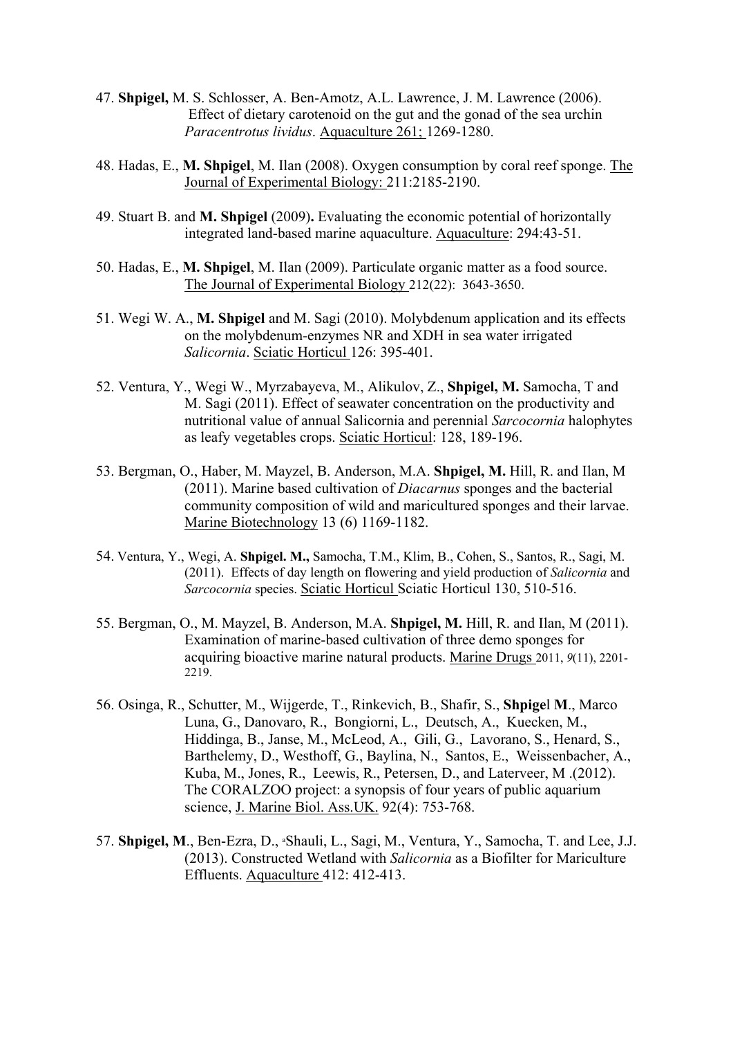47. **Shpigel,** M. S. Schlosser, A. Ben-Amotz, A.L. Lawrence, J. M. Lawrence (2006). Effect of dietary carotenoid on the gut and the gonad of the sea urchin *Paracentrotus lividus*. Aquaculture 261; 1269-1280.

48. Hadas, E., **M. Shpigel**, M. Ilan (2008). Oxygen consumption by coral reef sponge. The Journal of Experimental Biology: 211:2185-2190.

49. Stuart B. and **M. Shpigel** (2009**).** Evaluating the economic potential of horizontally integrated land-based marine aquaculture. Aquaculture: 294:43-51.

50. Hadas, E., **M. Shpigel**, M. Ilan (2009). Particulate organic matter as a food source. The Journal of Experimental Biology 212(22): 3643-3650.

51. Wegi W. A., **M. Shpigel** and M. Sagi (2010). Molybdenum application and its effects on the molybdenum-enzymes NR and XDH in sea water irrigated *Salicornia*. Sciatic Horticul 126: 395-401.

52. Ventura, Y., Wegi W., Myrzabayeva, M., Alikulov, Z., **Shpigel, M.** Samocha, T and M. Sagi (2011). Effect of seawater concentration on the productivity and nutritional value of annual Salicornia and perennial *Sarcocornia* halophytes as leafy vegetables crops. Sciatic Horticul: 128, 189-196.

53. Bergman, O., Haber, M. Mayzel, B. Anderson, M.A. **Shpigel, M.** Hill, R. and Ilan, M (2011). Marine based cultivation of *Diacarnus* sponges and the bacterial community composition of wild and maricultured sponges and their larvae. Marine Biotechnology 13 (6) 1169-1182.

54. Ventura, Y., Wegi, A. **Shpigel. M.,** Samocha, T.M., Klim, B., Cohen, S., Santos, R., Sagi, M. (2011). Effects of day length on flowering and yield production of *Salicornia* and *Sarcocornia* species. Sciatic Horticul Sciatic Horticul 130, 510-516.

55. Bergman, O., M. Mayzel, B. Anderson, M.A. **Shpigel, M.** Hill, R. and Ilan, M (2011). Examination of marine-based cultivation of three demo sponges for acquiring bioactive marine natural products. Marine Drugs 2011, *9*(11), 2201-2219.

56. Osinga, R., Schutter, M., Wijgerde, T., Rinkevich, B., Shafir, S., **Shpige**l **M**., Marco Luna, G., Danovaro, R., Bongiorni, L., Deutsch, A., Kuecken, M., Hiddinga, B., Janse, M., McLeod, A., Gili, G., Lavorano, S., Henard, S., Barthelemy, D., Westhoff, G., Baylina, N., Santos, E., Weissenbacher, A., Kuba, M., Jones, R., Leewis, R., Petersen, D., and Laterveer, M .(2012). The CORALZOO project: a synopsis of four years of public aquarium science, J. Marine Biol. Ass.UK. 92(4): 753-768.

57. **Shpigel, M**., Ben-Ezra, D., [a]Shauli, L., Sagi, M., Ventura, Y., Samocha, T. and Lee, J.J. (2013). Constructed Wetland with *Salicornia* as a Biofilter for Mariculture Effluents. Aquaculture 412: 412-413.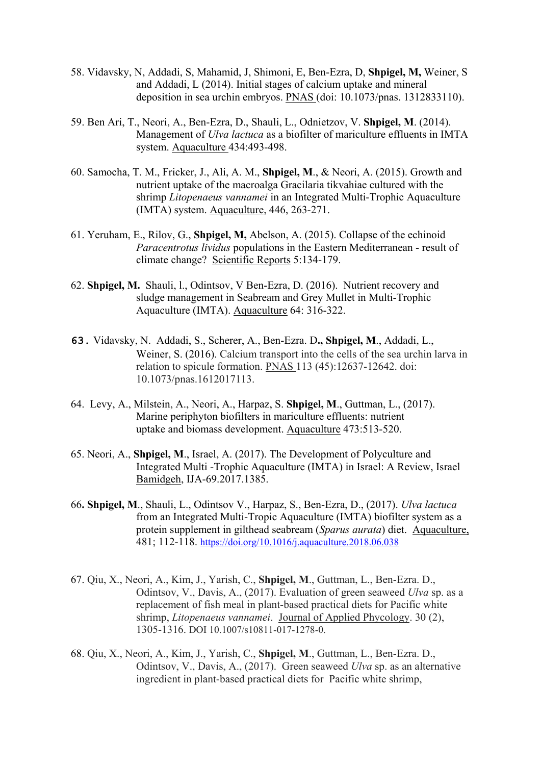58. Vidavsky, N, Addadi, S, Mahamid, J, Shimoni, E, Ben-Ezra, D, **Shpigel, M,** Weiner, S and Addadi, L (2014). Initial stages of calcium uptake and mineral deposition in sea urchin embryos. PNAS (doi: 10.1073/pnas. 1312833110).

59. Ben Ari, T., Neori, A., Ben-Ezra, D., Shauli, L., Odnietzov, V. **Shpigel, M**. (2014). Management of *Ulva lactuca* as a biofilter of mariculture effluents in IMTA system. Aquaculture 434:493-498.

60. Samocha, T. M., Fricker, J., Ali, A. M., **Shpigel, M**., & Neori, A. (2015). Growth and nutrient uptake of the macroalga Gracilaria tikvahiae cultured with the shrimp *Litopenaeus vannamei* in an Integrated Multi-Trophic Aquaculture (IMTA) system. Aquaculture, 446, 263-271.

61. Yeruham, E., Rilov, G., **Shpigel, M,** Abelson, A. (2015). Collapse of the echinoid *Paracentrotus lividus* populations in the Eastern Mediterranean - result of climate change? Scientific Reports 5:134-179.

62. **Shpigel, M.** Shauli, l., Odintsov, V Ben-Ezra, D. (2016). Nutrient recovery and sludge management in Seabream and Grey Mullet in Multi-Trophic Aquaculture (IMTA). Aquaculture 64: 316-322.

63. Vidavsky, N. Addadi, S., Scherer, A., Ben-Ezra. D**., Shpigel, M**., Addadi, L., Weiner, S. (2016). Calcium transport into the cells of the sea urchin larva in relation to spicule formation. PNAS 113 (45):12637-12642. doi: 10.1073/pnas.1612017113.

64. Levy, A., Milstein, A., Neori, A., Harpaz, S. **Shpigel, M**., Guttman, L., (2017). Marine periphyton biofilters in mariculture effluents: nutrient uptake and biomass development. Aquaculture 473:513-520.

65. Neori, A., **Shpigel, M**., Israel, A. (2017). The Development of Polyculture and Integrated Multi -Trophic Aquaculture (IMTA) in Israel: A Review, Israel Bamidgeh, IJA-69.2017.1385.

66**. Shpigel, M**., Shauli, L., Odintsov V., Harpaz, S., Ben-Ezra, D., (2017). *Ulva lactuca* from an Integrated Multi-Tropic Aquaculture (IMTA) biofilter system as a protein supplement in gilthead seabream (*Sparus aurata*) diet. Aquaculture, 481; 112-118. https://doi.org/10.1016/j.aquaculture.2018.06.038

67. Qiu, X., Neori, A., Kim, J., Yarish, C., **Shpigel, M**., Guttman, L., Ben-Ezra. D., Odintsov, V., Davis, A., (2017). Evaluation of green seaweed *Ulva* sp. as a replacement of fish meal in plant-based practical diets for Pacific white shrimp, *Litopenaeus vannamei*. Journal of Applied Phycology. 30 (2), 1305-1316. DOI 10.1007/s10811-017-1278-0.

68. Qiu, X., Neori, A., Kim, J., Yarish, C., **Shpigel, M**., Guttman, L., Ben-Ezra. D., Odintsov, V., Davis, A., (2017). Green seaweed *Ulva* sp. as an alternative ingredient in plant-based practical diets for Pacific white shrimp,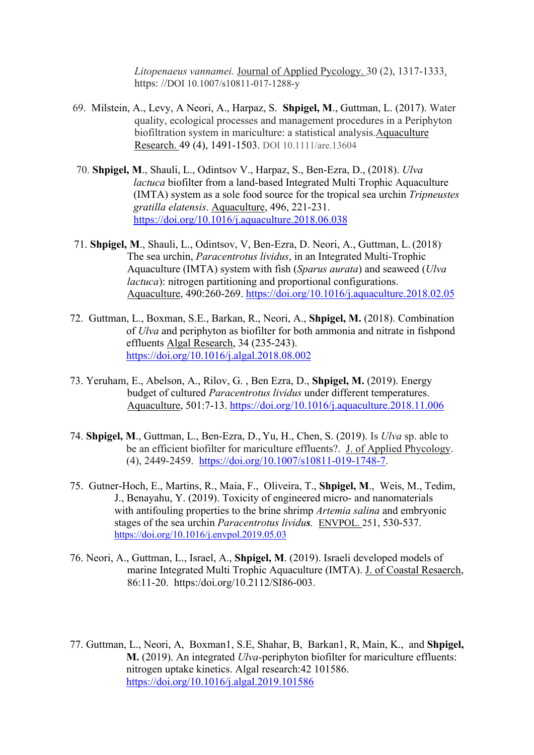*Litopenaeus vannamei.* Journal of Applied Pycology. 30 (2), 1317-1333. https: //DOI 10.1007/s10811-017-1288-y

69. Milstein, A., Levy, A Neori, A., Harpaz, S. **Shpigel, M**., Guttman, L. (2017). Water quality, ecological processes and management procedures in a Periphyton biofiltration system in mariculture: a statistical analysis.Aquaculture Research. 49 (4), 1491-1503. DOI 10.1111/are.13604

70. **Shpigel, M**., Shauli, L., Odintsov V., Harpaz, S., Ben-Ezra, D., (2018). *Ulva lactuca* biofilter from a land-based Integrated Multi Trophic Aquaculture (IMTA) system as a sole food source for the tropical sea urchin *Tripneustes gratilla elatensis*. Aquaculture, 496, 221-231. https://doi.org/10.1016/j.aquaculture.2018.06.038

71. **Shpigel, M**., Shauli, L., Odintsov, V, Ben-Ezra, D. Neori, A., Guttman, L. (2018). The sea urchin, *Paracentrotus lividus*, in an Integrated Multi-Trophic Aquaculture (IMTA) system with fish (*Sparus aurata*) and seaweed (*Ulva lactuca*): nitrogen partitioning and proportional configurations. Aquaculture, 490:260-269. https://doi.org/10.1016/j.aquaculture.2018.02.05

72. Guttman, L., Boxman, S.E., Barkan, R., Neori, A., **Shpigel, M.** (2018). Combination of *Ulva* and periphyton as biofilter for both ammonia and nitrate in fishpond effluents Algal Research, 34 (235-243). https://doi.org/10.1016/j.algal.2018.08.002

73. Yeruham, E., Abelson, A., Rilov, G. , Ben Ezra, D., **Shpigel, M.** (2019). Energy budget of cultured *Paracentrotus lividus* under different temperatures. Aquaculture, 501:7-13. https://doi.org/10.1016/j.aquaculture.2018.11.006

74. **Shpigel, M**., Guttman, L., Ben-Ezra, D., Yu, H., Chen, S. (2019). Is *Ulva* sp. able to be an efficient biofilter for mariculture effluents?. J. of Applied Phycology. (4), 2449-2459. https://doi.org/10.1007/s10811-019-1748-7.

75. Gutner-Hoch, E., Martins, R., Maia, F., Oliveira, T., **Shpigel, M**., Weis, M., Tedim, J., Benayahu, Y. (2019). Toxicity of engineered micro- and nanomaterials with antifouling properties to the brine shrimp *Artemia salina* and embryonic stages of the sea urchin *Paracentrotus lividus.* ENVPOL. 251, 530-537. https://doi.org/10.1016/j.envpol.2019.05.03

76. Neori, A., Guttman, L., Israel, A., **Shpigel, M**. (2019). Israeli developed models of marine Integrated Multi Trophic Aquaculture (IMTA). J. of Coastal Resaerch, 86:11-20. https:/doi.org/10.2112/SI86-003.

77. Guttman, L., Neori, A, Boxman1, S.E, Shahar, B, Barkan1, R, Main, K., and **Shpigel, M.** (2019). An integrated *Ulva*-periphyton biofilter for mariculture effluents: nitrogen uptake kinetics. Algal research:42 101586. https://doi.org/10.1016/j.algal.2019.101586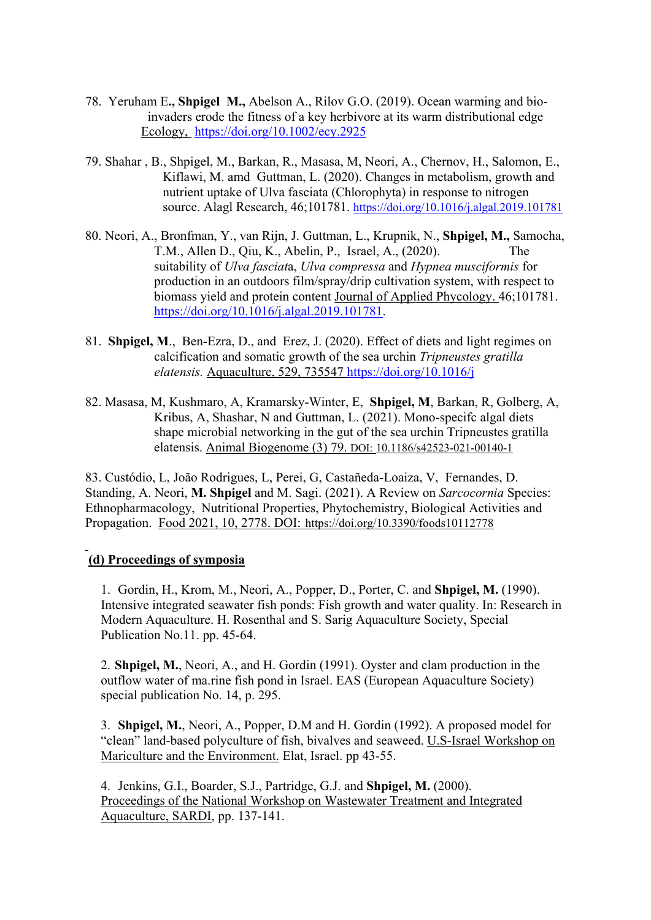78. Yeruham E**., Shpigel M.,** Abelson A., Rilov G.O. (2019). Ocean warming and bio-invaders erode the fitness of a key herbivore at its warm distributional edge Ecology, https://doi.org/10.1002/ecy.2925

79. Shahar , B., Shpigel, M., Barkan, R., Masasa, M, Neori, A., Chernov, H., Salomon, E., Kiflawi, M. amd Guttman, L. (2020). Changes in metabolism, growth and nutrient uptake of Ulva fasciata (Chlorophyta) in response to nitrogen source. Alagl Research, 46;101781. https://doi.org/10.1016/j.algal.2019.101781

80. Neori, A., Bronfman, Y., van Rijn, J. Guttman, L., Krupnik, N., **Shpigel, M.,** Samocha, T.M., Allen D., Qiu, K., Abelin, P., Israel, A., (2020). The suitability of *Ulva fasciat*a, *Ulva compressa* and *Hypnea musciformis* for production in an outdoors film/spray/drip cultivation system, with respect to biomass yield and protein content Journal of Applied Phycology. 46;101781. https://doi.org/10.1016/j.algal.2019.101781.

81. **Shpigel, M**., Ben-Ezra, D., and Erez, J. (2020). Effect of diets and light regimes on calcification and somatic growth of the sea urchin *Tripneustes gratilla elatensis.* Aquaculture, 529, 735547 https://doi.org/10.1016/j

82. Masasa, M, Kushmaro, A, Kramarsky-Winter, E, **Shpigel, M**, Barkan, R, Golberg, A, Kribus, A, Shashar, N and Guttman, L. (2021). Mono-specifc algal diets shape microbial networking in the gut of the sea urchin Tripneustes gratilla elatensis. Animal Biogenome (3) 79. DOI: 10.1186/s42523-021-00140-1

83. Custódio, L, João Rodrigues, L, Perei, G, Castañeda-Loaiza, V, Fernandes, D. Standing, A. Neori, **M. Shpigel** and M. Sagi. (2021). A Review on *Sarcocornia* Species: Ethnopharmacology, Nutritional Properties, Phytochemistry, Biological Activities and Propagation. Food 2021, 10, 2778. DOI: https://doi.org/10.3390/foods10112778

**(d) Proceedings of symposia**

1. Gordin, H., Krom, M., Neori, A., Popper, D., Porter, C. and **Shpigel, M.** (1990). Intensive integrated seawater fish ponds: Fish growth and water quality. In: Research in Modern Aquaculture. H. Rosenthal and S. Sarig Aquaculture Society, Special Publication No.11. pp. 45-64.

2. **Shpigel, M.**, Neori, A., and H. Gordin (1991). Oyster and clam production in the outflow water of ma.rine fish pond in Israel. EAS (European Aquaculture Society) special publication No. 14, p. 295.

3. **Shpigel, M.**, Neori, A., Popper, D.M and H. Gordin (1992). A proposed model for "clean" land-based polyculture of fish, bivalves and seaweed. U.S-Israel Workshop on Mariculture and the Environment. Elat, Israel. pp 43-55.

4. Jenkins, G.I., Boarder, S.J., Partridge, G.J. and **Shpigel, M.** (2000). Proceedings of the National Workshop on Wastewater Treatment and Integrated Aquaculture, SARDI, pp. 137-141.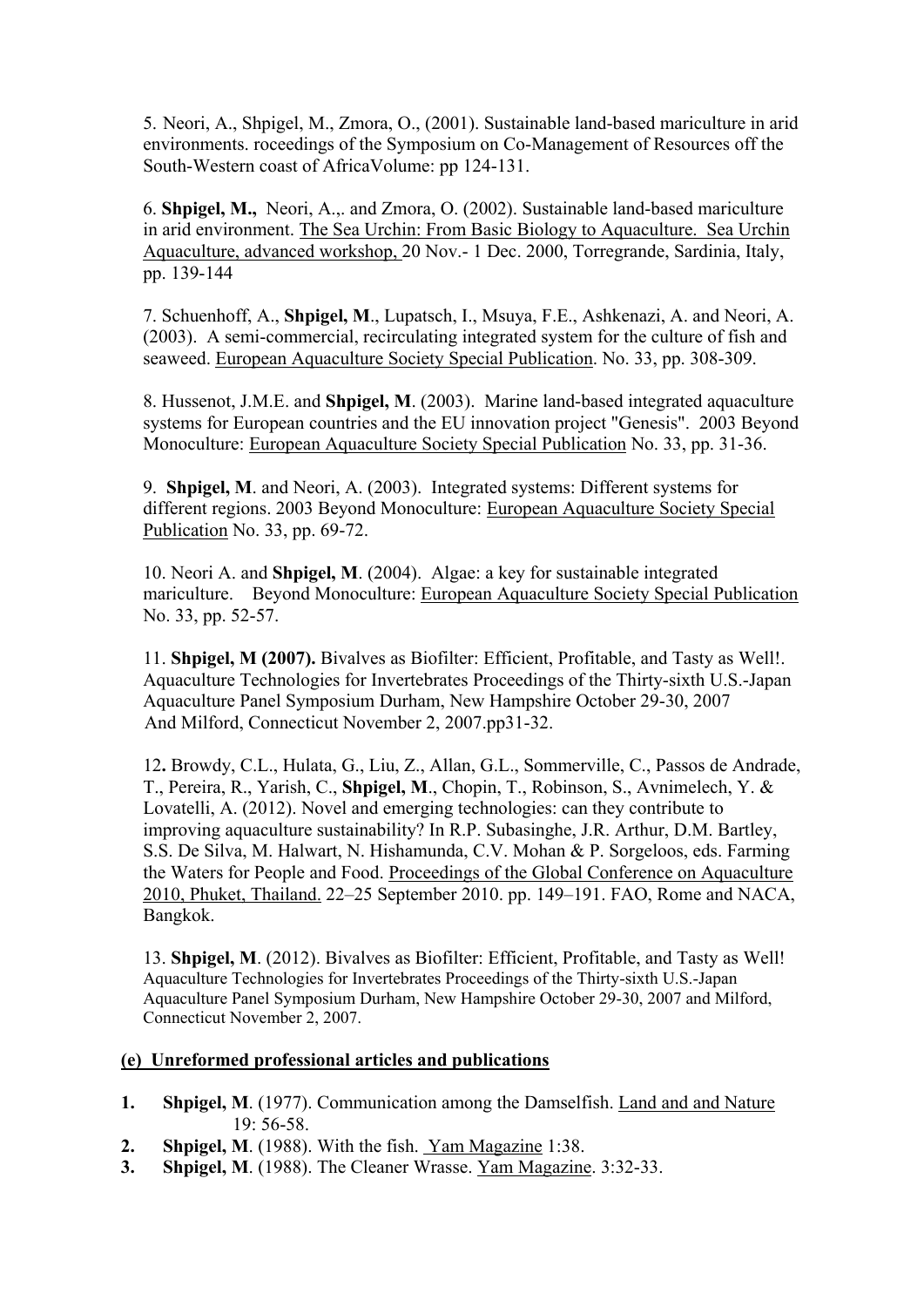5. Neori, A., Shpigel, M., Zmora, O., (2001). Sustainable land-based mariculture in arid environments. roceedings of the Symposium on Co-Management of Resources off the South-Western coast of AfricaVolume: pp 124-131.

6. **Shpigel, M.,** Neori, A.,. and Zmora, O. (2002). Sustainable land-based mariculture in arid environment. <u>The Sea Urchin: From Basic Biology to Aquaculture. Sea Urchin Aquaculture, advanced workshop,</u> 20 Nov.- 1 Dec. 2000, Torregrande, Sardinia, Italy, pp. 139-144

7. Schuenhoff, A., **Shpigel, M**., Lupatsch, I., Msuya, F.E., Ashkenazi, A. and Neori, A. (2003). A semi-commercial, recirculating integrated system for the culture of fish and seaweed. <u>European Aquaculture Society Special Publication</u>. No. 33, pp. 308-309.

8. Hussenot, J.M.E. and **Shpigel, M**. (2003). Marine land-based integrated aquaculture systems for European countries and the EU innovation project "Genesis". 2003 Beyond Monoculture: <u>European Aquaculture Society Special Publication</u> No. 33, pp. 31-36.

9. **Shpigel, M**. and Neori, A. (2003). Integrated systems: Different systems for different regions. 2003 Beyond Monoculture: <u>European Aquaculture Society Special Publication</u> No. 33, pp. 69-72.

10. Neori A. and **Shpigel, M**. (2004). Algae: a key for sustainable integrated mariculture. Beyond Monoculture: <u>European Aquaculture Society Special Publication</u> No. 33, pp. 52-57.

11. **Shpigel, M (2007).** Bivalves as Biofilter: Efficient, Profitable, and Tasty as Well!. Aquaculture Technologies for Invertebrates Proceedings of the Thirty-sixth U.S.-Japan Aquaculture Panel Symposium Durham, New Hampshire October 29-30, 2007 And Milford, Connecticut November 2, 2007.pp31-32.

12**.** Browdy, C.L., Hulata, G., Liu, Z., Allan, G.L., Sommerville, C., Passos de Andrade, T., Pereira, R., Yarish, C., **Shpigel, M**., Chopin, T., Robinson, S., Avnimelech, Y. & Lovatelli, A. (2012). Novel and emerging technologies: can they contribute to improving aquaculture sustainability? In R.P. Subasinghe, J.R. Arthur, D.M. Bartley, S.S. De Silva, M. Halwart, N. Hishamunda, C.V. Mohan & P. Sorgeloos, eds. Farming the Waters for People and Food. <u>Proceedings of the Global Conference on Aquaculture 2010, Phuket, Thailand.</u> 22–25 September 2010. pp. 149–191. FAO, Rome and NACA, Bangkok.

13. **Shpigel, M**. (2012). Bivalves as Biofilter: Efficient, Profitable, and Tasty as Well! Aquaculture Technologies for Invertebrates Proceedings of the Thirty-sixth U.S.-Japan Aquaculture Panel Symposium Durham, New Hampshire October 29-30, 2007 and Milford, Connecticut November 2, 2007.

**(e) Unreformed professional articles and publications**

1. **Shpigel, M**. (1977). Communication among the Damselfish. <u>Land and and Nature</u> 19: 56-58.
2. **Shpigel, M**. (1988). With the fish. <u>Yam Magazine</u> 1:38.
3. **Shpigel, M**. (1988). The Cleaner Wrasse. <u>Yam Magazine</u>. 3:32-33.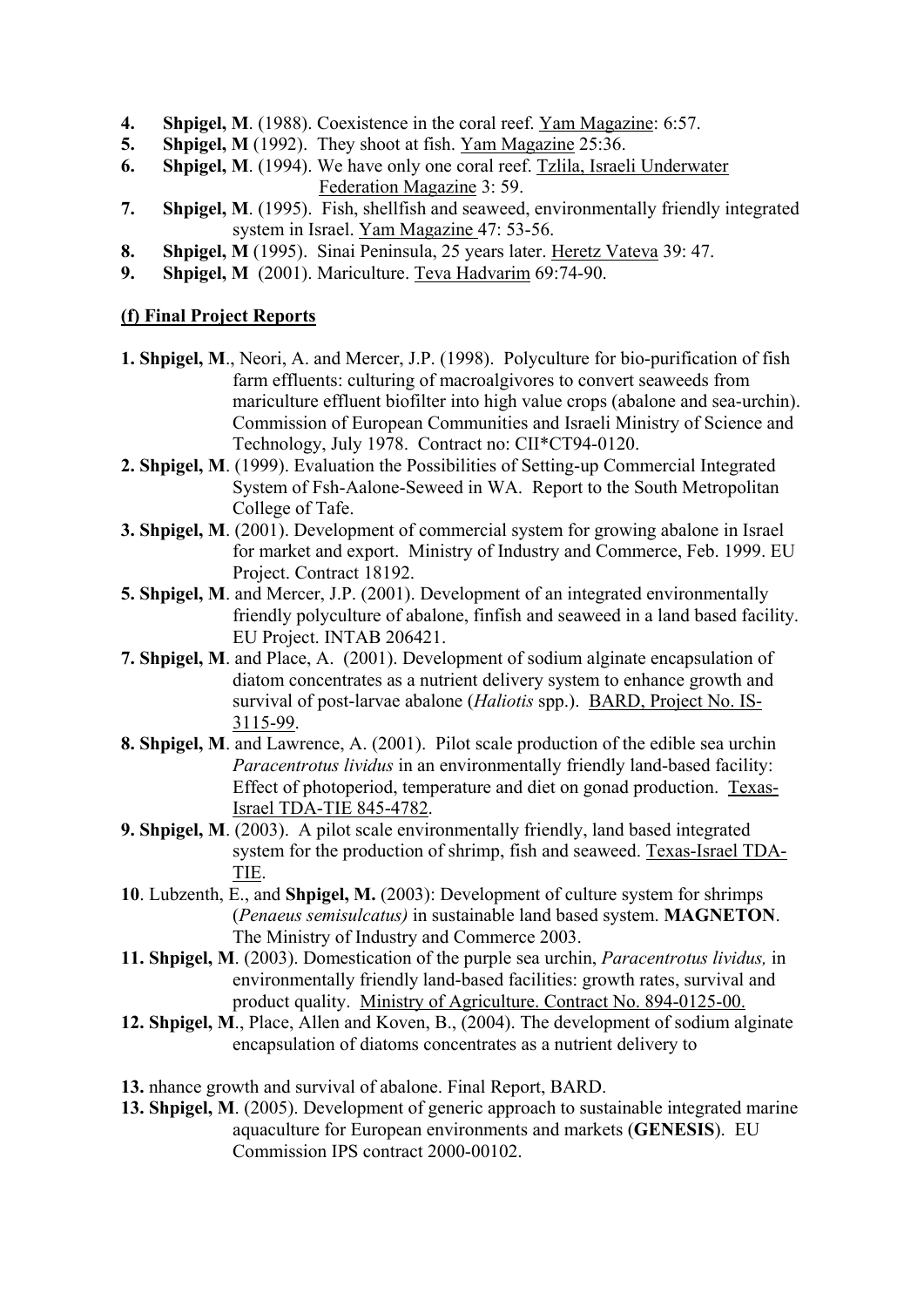4. **Shpigel, M**. (1988). Coexistence in the coral reef. Yam Magazine: 6:57.
5. **Shpigel, M** (1992). They shoot at fish. Yam Magazine 25:36.
6. **Shpigel, M**. (1994). We have only one coral reef. Tzlila, Israeli Underwater Federation Magazine 3: 59.
7. **Shpigel, M**. (1995). Fish, shellfish and seaweed, environmentally friendly integrated system in Israel. Yam Magazine 47: 53-56.
8. **Shpigel, M** (1995). Sinai Peninsula, 25 years later. Heretz Vateva 39: 47.
9. **Shpigel, M** (2001). Mariculture. Teva Hadvarim 69:74-90.

**(f) Final Project Reports**

**1. Shpigel, M**., Neori, A. and Mercer, J.P. (1998). Polyculture for bio-purification of fish farm effluents: culturing of macroalgivores to convert seaweeds from mariculture effluent biofilter into high value crops (abalone and sea-urchin). Commission of European Communities and Israeli Ministry of Science and Technology, July 1978. Contract no: CII*CT94-0120.

**2. Shpigel, M**. (1999). Evaluation the Possibilities of Setting-up Commercial Integrated System of Fsh-Aalone-Seweed in WA. Report to the South Metropolitan College of Tafe.

**3. Shpigel, M**. (2001). Development of commercial system for growing abalone in Israel for market and export. Ministry of Industry and Commerce, Feb. 1999. EU Project. Contract 18192.

**5. Shpigel, M**. and Mercer, J.P. (2001). Development of an integrated environmentally friendly polyculture of abalone, finfish and seaweed in a land based facility. EU Project. INTAB 206421.

**7. Shpigel, M**. and Place, A. (2001). Development of sodium alginate encapsulation of diatom concentrates as a nutrient delivery system to enhance growth and survival of post-larvae abalone (*Haliotis* spp.). BARD, Project No. IS-3115-99.

**8. Shpigel, M**. and Lawrence, A. (2001). Pilot scale production of the edible sea urchin *Paracentrotus lividus* in an environmentally friendly land-based facility: Effect of photoperiod, temperature and diet on gonad production. Texas-Israel TDA-TIE 845-4782.

**9. Shpigel, M**. (2003). A pilot scale environmentally friendly, land based integrated system for the production of shrimp, fish and seaweed. Texas-Israel TDA-TIE.

**10**. Lubzenth, E., and **Shpigel, M.** (2003): Development of culture system for shrimps (*Penaeus semisulcatus)* in sustainable land based system. **MAGNETON**. The Ministry of Industry and Commerce 2003.

**11. Shpigel, M**. (2003). Domestication of the purple sea urchin, *Paracentrotus lividus,* in environmentally friendly land-based facilities: growth rates, survival and product quality. Ministry of Agriculture. Contract No. 894-0125-00.

**12. Shpigel, M**., Place, Allen and Koven, B., (2004). The development of sodium alginate encapsulation of diatoms concentrates as a nutrient delivery to

**13.** nhance growth and survival of abalone. Final Report, BARD.

**13. Shpigel, M**. (2005). Development of generic approach to sustainable integrated marine aquaculture for European environments and markets (**GENESIS**). EU Commission IPS contract 2000-00102.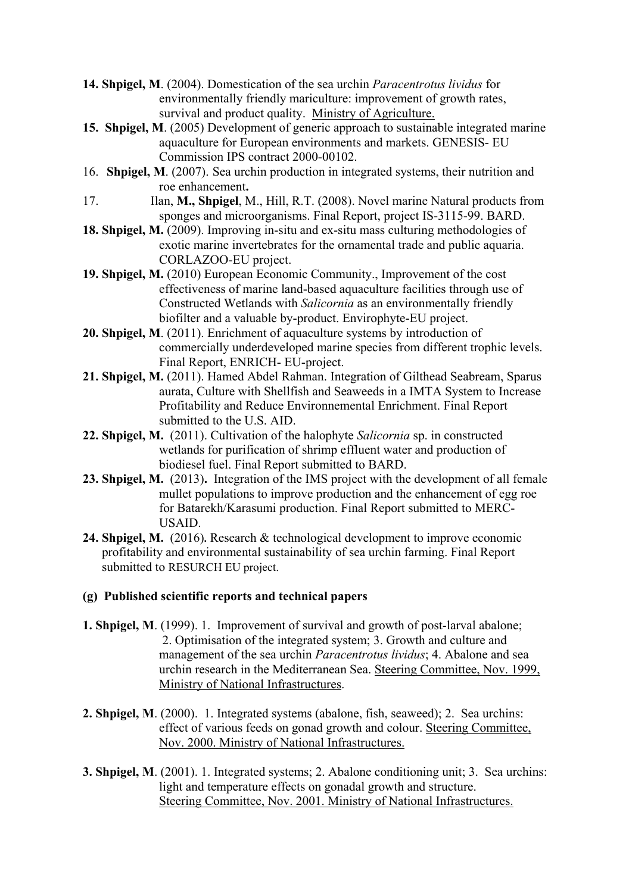**14. Shpigel, M**. (2004). Domestication of the sea urchin *Paracentrotus lividus* for environmentally friendly mariculture: improvement of growth rates, survival and product quality. Ministry of Agriculture.

**15. Shpigel, M**. (2005) Development of generic approach to sustainable integrated marine aquaculture for European environments and markets. GENESIS- EU Commission IPS contract 2000-00102.

16. **Shpigel, M**. (2007). Sea urchin production in integrated systems, their nutrition and roe enhancement**.**

17. Ilan, **M., Shpigel**, M., Hill, R.T. (2008). Novel marine Natural products from sponges and microorganisms. Final Report, project IS-3115-99. BARD.

**18. Shpigel, M.** (2009). Improving in-situ and ex-situ mass culturing methodologies of exotic marine invertebrates for the ornamental trade and public aquaria. CORLAZOO-EU project.

**19. Shpigel, M.** (2010) European Economic Community., Improvement of the cost effectiveness of marine land-based aquaculture facilities through use of Constructed Wetlands with *Salicornia* as an environmentally friendly biofilter and a valuable by-product. Envirophyte-EU project.

**20. Shpigel, M**. (2011). Enrichment of aquaculture systems by introduction of commercially underdeveloped marine species from different trophic levels. Final Report, ENRICH- EU-project.

**21. Shpigel, M.** (2011). Hamed Abdel Rahman. Integration of Gilthead Seabream, Sparus aurata, Culture with Shellfish and Seaweeds in a IMTA System to Increase Profitability and Reduce Environnemental Enrichment. Final Report submitted to the U.S. AID.

**22. Shpigel, M.** (2011). Cultivation of the halophyte *Salicornia* sp. in constructed wetlands for purification of shrimp effluent water and production of biodiesel fuel. Final Report submitted to BARD.

**23. Shpigel, M.** (2013)**.** Integration of the IMS project with the development of all female mullet populations to improve production and the enhancement of egg roe for Batarekh/Karasumi production. Final Report submitted to MERC-USAID.

**24. Shpigel, M.** (2016)**.** Research & technological development to improve economic profitability and environmental sustainability of sea urchin farming. Final Report submitted to RESURCH EU project.

**(g) Published scientific reports and technical papers**

**1. Shpigel, M**. (1999). 1. Improvement of survival and growth of post-larval abalone; 2. Optimisation of the integrated system; 3. Growth and culture and management of the sea urchin *Paracentrotus lividus*; 4. Abalone and sea urchin research in the Mediterranean Sea. Steering Committee, Nov. 1999, Ministry of National Infrastructures.

**2. Shpigel, M**. (2000). 1. Integrated systems (abalone, fish, seaweed); 2. Sea urchins: effect of various feeds on gonad growth and colour. Steering Committee, Nov. 2000. Ministry of National Infrastructures.

**3. Shpigel, M**. (2001). 1. Integrated systems; 2. Abalone conditioning unit; 3. Sea urchins: light and temperature effects on gonadal growth and structure. Steering Committee, Nov. 2001. Ministry of National Infrastructures.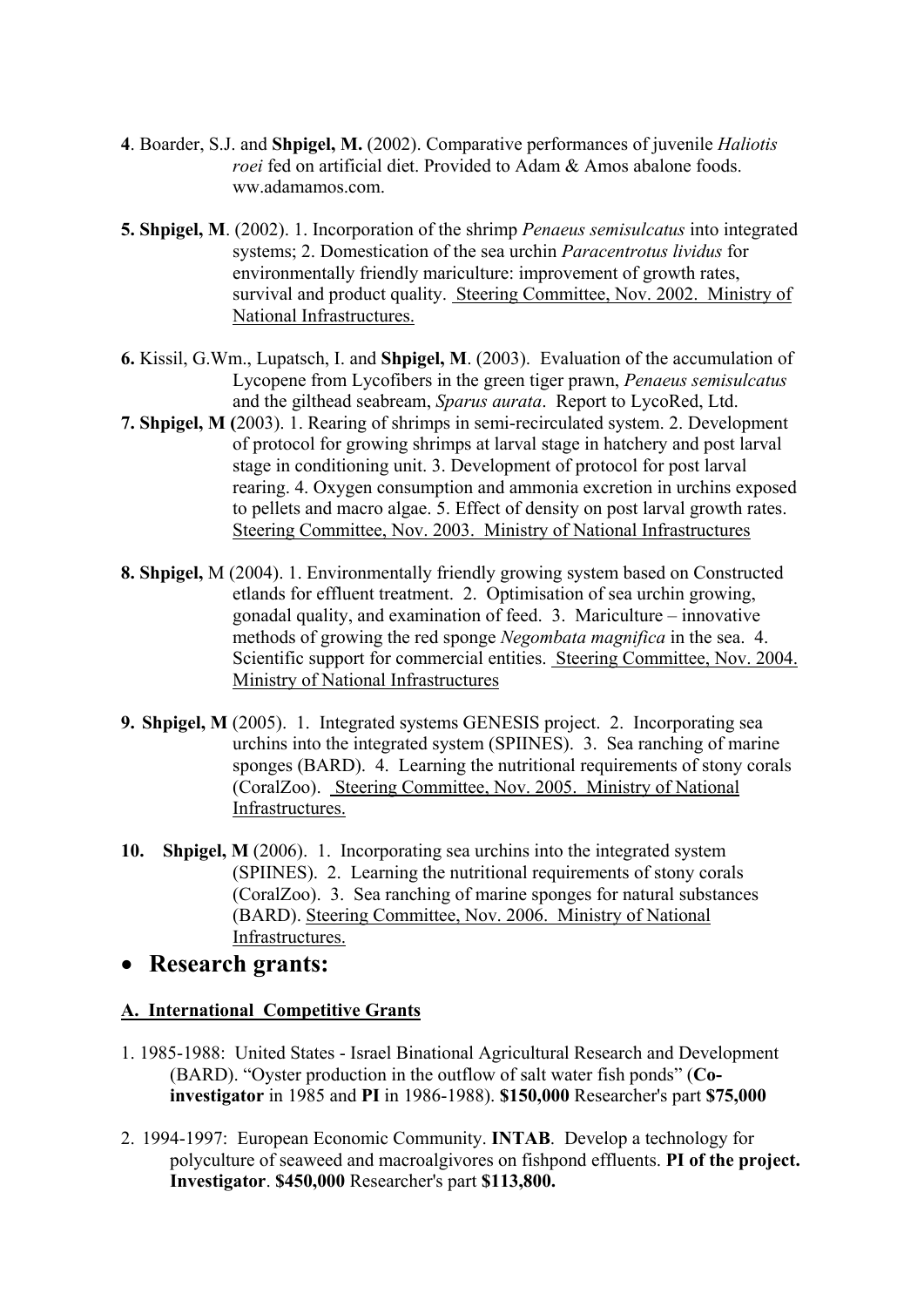**4**. Boarder, S.J. and **Shpigel, M.** (2002). Comparative performances of juvenile *Haliotis roei* fed on artificial diet. Provided to Adam & Amos abalone foods. ww.adamamos.com.

**5. Shpigel, M**. (2002). 1. Incorporation of the shrimp *Penaeus semisulcatus* into integrated systems; 2. Domestication of the sea urchin *Paracentrotus lividus* for environmentally friendly mariculture: improvement of growth rates, survival and product quality. Steering Committee, Nov. 2002. Ministry of National Infrastructures.

**6.** Kissil, G.Wm., Lupatsch, I. and **Shpigel, M**. (2003). Evaluation of the accumulation of Lycopene from Lycofibers in the green tiger prawn, *Penaeus semisulcatus* and the gilthead seabream, *Sparus aurata*. Report to LycoRed, Ltd.

**7. Shpigel, M (**2003). 1. Rearing of shrimps in semi-recirculated system. 2. Development of protocol for growing shrimps at larval stage in hatchery and post larval stage in conditioning unit. 3. Development of protocol for post larval rearing. 4. Oxygen consumption and ammonia excretion in urchins exposed to pellets and macro algae. 5. Effect of density on post larval growth rates. Steering Committee, Nov. 2003. Ministry of National Infrastructures

**8. Shpigel,** M (2004). 1. Environmentally friendly growing system based on Constructed etlands for effluent treatment. 2. Optimisation of sea urchin growing, gonadal quality, and examination of feed. 3. Mariculture – innovative methods of growing the red sponge *Negombata magnifica* in the sea. 4. Scientific support for commercial entities. Steering Committee, Nov. 2004. Ministry of National Infrastructures

**9. Shpigel, M** (2005). 1. Integrated systems GENESIS project. 2. Incorporating sea urchins into the integrated system (SPIINES). 3. Sea ranching of marine sponges (BARD). 4. Learning the nutritional requirements of stony corals (CoralZoo). Steering Committee, Nov. 2005. Ministry of National Infrastructures.

**10. Shpigel, M** (2006). 1. Incorporating sea urchins into the integrated system (SPIINES). 2. Learning the nutritional requirements of stony corals (CoralZoo). 3. Sea ranching of marine sponges for natural substances (BARD). Steering Committee, Nov. 2006. Ministry of National Infrastructures.

- ## Research grants:

### A. International Competitive Grants

1. 1985-1988: United States - Israel Binational Agricultural Research and Development (BARD). "Oyster production in the outflow of salt water fish ponds" (**Co-investigator** in 1985 and **PI** in 1986-1988). **$150,000** Researcher's part **$75,000**

2. 1994-1997: European Economic Community. **INTAB**. Develop a technology for polyculture of seaweed and macroalgivores on fishpond effluents. **PI of the project. Investigator**. **$450,000** Researcher's part **$113,800.**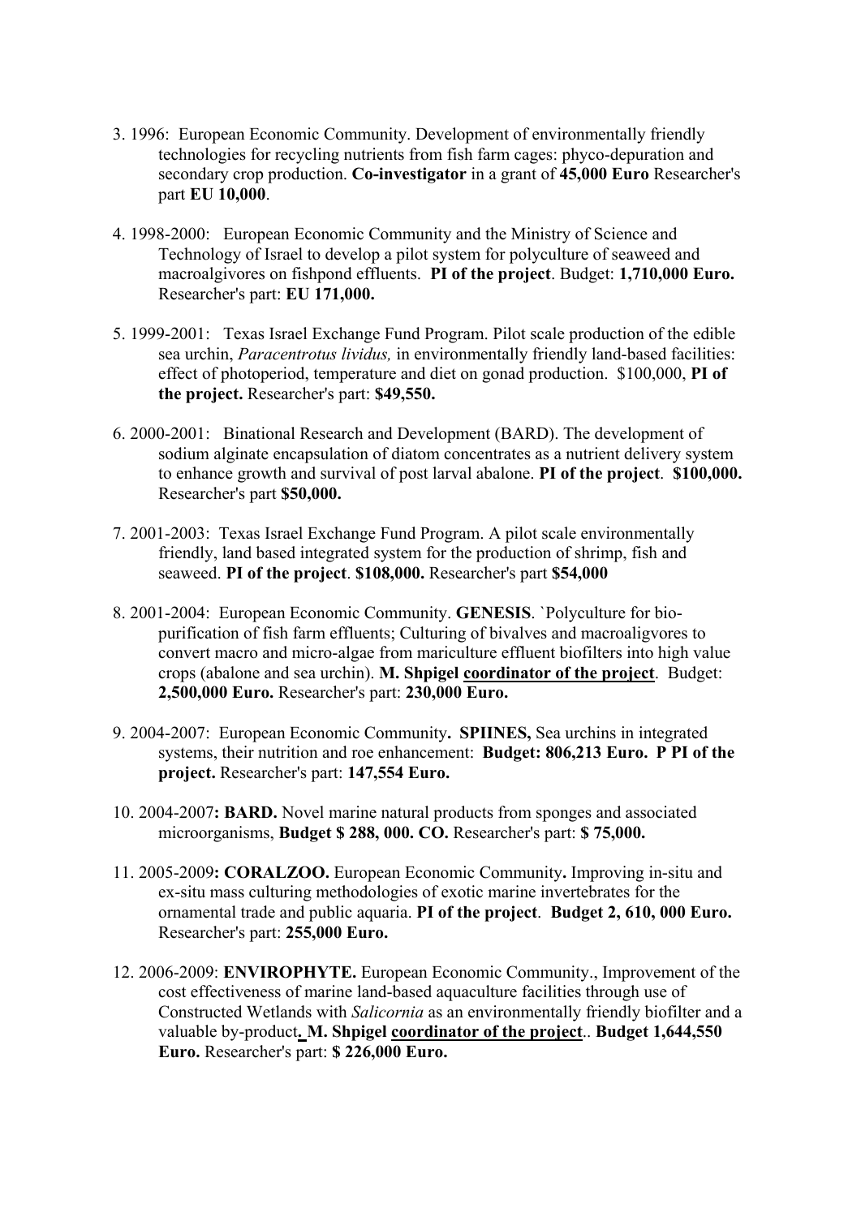3. 1996: European Economic Community. Development of environmentally friendly technologies for recycling nutrients from fish farm cages: phyco-depuration and secondary crop production. **Co-investigator** in a grant of **45,000 Euro** Researcher's part **EU 10,000**.

4. 1998-2000: European Economic Community and the Ministry of Science and Technology of Israel to develop a pilot system for polyculture of seaweed and macroalgivores on fishpond effluents. **PI of the project**. Budget: **1,710,000 Euro.** Researcher's part: **EU 171,000.**

5. 1999-2001: Texas Israel Exchange Fund Program. Pilot scale production of the edible sea urchin, *Paracentrotus lividus,* in environmentally friendly land-based facilities: effect of photoperiod, temperature and diet on gonad production. $100,000, **PI of the project.** Researcher's part: **$49,550.**

6. 2000-2001: Binational Research and Development (BARD). The development of sodium alginate encapsulation of diatom concentrates as a nutrient delivery system to enhance growth and survival of post larval abalone. **PI of the project**. **$100,000.** Researcher's part **$50,000.**

7. 2001-2003: Texas Israel Exchange Fund Program. A pilot scale environmentally friendly, land based integrated system for the production of shrimp, fish and seaweed. **PI of the project**. **$108,000.** Researcher's part **$54,000**

8. 2001-2004: European Economic Community. **GENESIS**. `Polyculture for bio-purification of fish farm effluents; Culturing of bivalves and macroaligvores to convert macro and micro-algae from mariculture effluent biofilters into high value crops (abalone and sea urchin). **M. Shpigel coordinator of the project**. Budget: **2,500,000 Euro.** Researcher's part: **230,000 Euro.**

9. 2004-2007: European Economic Community**. SPIINES,** Sea urchins in integrated systems, their nutrition and roe enhancement: **Budget: 806,213 Euro. P PI of the project.** Researcher's part: **147,554 Euro.**

10. 2004-2007**: BARD.** Novel marine natural products from sponges and associated microorganisms, **Budget $ 288, 000. CO.** Researcher's part: **$ 75,000.**

11. 2005-2009**: CORALZOO.** European Economic Community**.** Improving in-situ and ex-situ mass culturing methodologies of exotic marine invertebrates for the ornamental trade and public aquaria. **PI of the project**. **Budget 2, 610, 000 Euro.** Researcher's part: **255,000 Euro.**

12. 2006-2009: **ENVIROPHYTE.** European Economic Community., Improvement of the cost effectiveness of marine land-based aquaculture facilities through use of Constructed Wetlands with *Salicornia* as an environmentally friendly biofilter and a valuable by-product**. M. Shpigel coordinator of the project**.. **Budget 1,644,550 Euro.** Researcher's part: **$ 226,000 Euro.**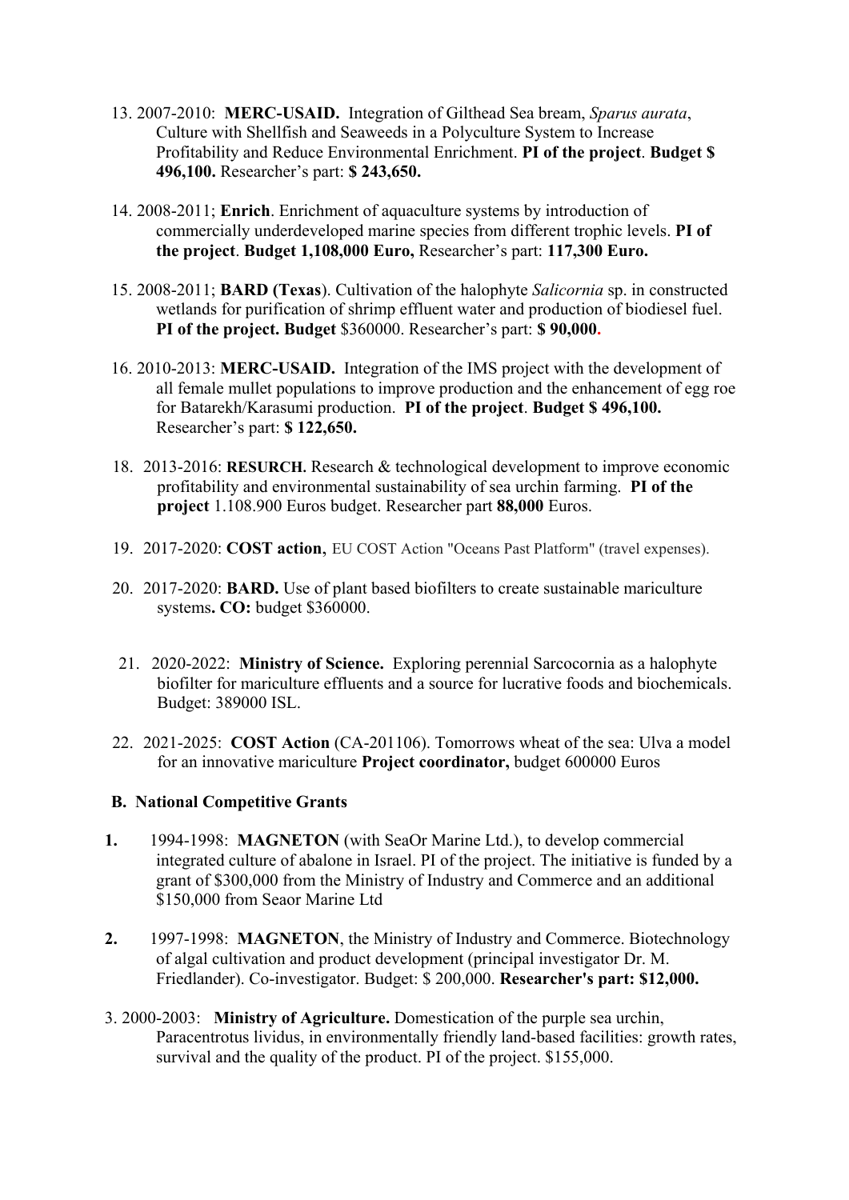13. 2007-2010: **MERC-USAID.** Integration of Gilthead Sea bream, *Sparus aurata*, Culture with Shellfish and Seaweeds in a Polyculture System to Increase Profitability and Reduce Environmental Enrichment. **PI of the project**. **Budget $ 496,100.** Researcher's part: **$ 243,650.**

14. 2008-2011; **Enrich**. Enrichment of aquaculture systems by introduction of commercially underdeveloped marine species from different trophic levels. **PI of the project**. **Budget 1,108,000 Euro,** Researcher's part: **117,300 Euro.**

15. 2008-2011; **BARD (Texas**). Cultivation of the halophyte *Salicornia* sp. in constructed wetlands for purification of shrimp effluent water and production of biodiesel fuel. **PI of the project. Budget** $360000. Researcher's part: **$ 90,000.**

16. 2010-2013: **MERC-USAID.** Integration of the IMS project with the development of all female mullet populations to improve production and the enhancement of egg roe for Batarekh/Karasumi production. **PI of the project**. **Budget $ 496,100.** Researcher's part: **$ 122,650.**

18. 2013-2016: **RESURCH.** Research & technological development to improve economic profitability and environmental sustainability of sea urchin farming. **PI of the project** 1.108.900 Euros budget. Researcher part **88,000** Euros.

19. 2017-2020: **COST action**, EU COST Action "Oceans Past Platform" (travel expenses).

20. 2017-2020: **BARD.** Use of plant based biofilters to create sustainable mariculture systems**. CO:** budget $360000.

21. 2020-2022: **Ministry of Science.** Exploring perennial Sarcocornia as a halophyte biofilter for mariculture effluents and a source for lucrative foods and biochemicals. Budget: 389000 ISL.

22. 2021-2025: **COST Action** (CA-201106). Tomorrows wheat of the sea: Ulva a model for an innovative mariculture **Project coordinator,** budget 600000 Euros

### B. National Competitive Grants

**1.** 1994-1998: **MAGNETON** (with SeaOr Marine Ltd.), to develop commercial integrated culture of abalone in Israel. PI of the project. The initiative is funded by a grant of $300,000 from the Ministry of Industry and Commerce and an additional $150,000 from Seaor Marine Ltd

**2.** 1997-1998: **MAGNETON**, the Ministry of Industry and Commerce. Biotechnology of algal cultivation and product development (principal investigator Dr. M. Friedlander). Co-investigator. Budget: $ 200,000. **Researcher's part: $12,000.**

3. 2000-2003: **Ministry of Agriculture.** Domestication of the purple sea urchin, Paracentrotus lividus, in environmentally friendly land-based facilities: growth rates, survival and the quality of the product. PI of the project. $155,000.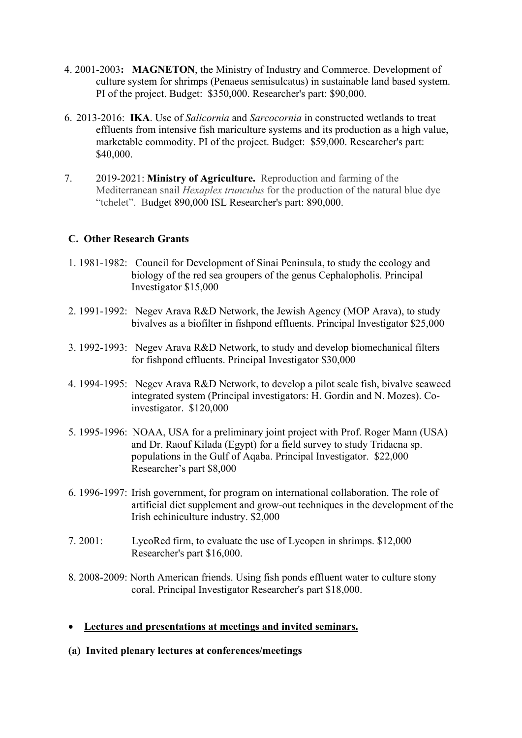4. 2001-2003**: MAGNETON**, the Ministry of Industry and Commerce. Development of culture system for shrimps (Penaeus semisulcatus) in sustainable land based system. PI of the project. Budget: $350,000. Researcher's part: $90,000.

6. 2013-2016: **IKA**. Use of *Salicornia* and *Sarcocornia* in constructed wetlands to treat effluents from intensive fish mariculture systems and its production as a high value, marketable commodity. PI of the project. Budget: $59,000. Researcher's part: $40,000.

7. 2019-2021: **Ministry of Agriculture.** Reproduction and farming of the Mediterranean snail *Hexaplex trunculus* for the production of the natural blue dye "tchelet". Budget 890,000 ISL Researcher's part: 890,000.

### C. Other Research Grants

1. 1981-1982: Council for Development of Sinai Peninsula, to study the ecology and biology of the red sea groupers of the genus Cephalopholis. Principal Investigator $15,000

2. 1991-1992: Negev Arava R&D Network, the Jewish Agency (MOP Arava), to study bivalves as a biofilter in fishpond effluents. Principal Investigator $25,000

3. 1992-1993: Negev Arava R&D Network, to study and develop biomechanical filters for fishpond effluents. Principal Investigator $30,000

4. 1994-1995: Negev Arava R&D Network, to develop a pilot scale fish, bivalve seaweed integrated system (Principal investigators: H. Gordin and N. Mozes). Co-investigator. $120,000

5. 1995-1996: NOAA, USA for a preliminary joint project with Prof. Roger Mann (USA) and Dr. Raouf Kilada (Egypt) for a field survey to study Tridacna sp. populations in the Gulf of Aqaba. Principal Investigator. $22,000 Researcher's part $8,000

6. 1996-1997: Irish government, for program on international collaboration. The role of artificial diet supplement and grow-out techniques in the development of the Irish echiniculture industry. $2,000

7. 2001: LycoRed firm, to evaluate the use of Lycopen in shrimps. $12,000 Researcher's part $16,000.

8. 2008-2009: North American friends. Using fish ponds effluent water to culture stony coral. Principal Investigator Researcher's part $18,000.

- **<u>Lectures and presentations at meetings and invited seminars.</u>**

**(a) Invited plenary lectures at conferences/meetings**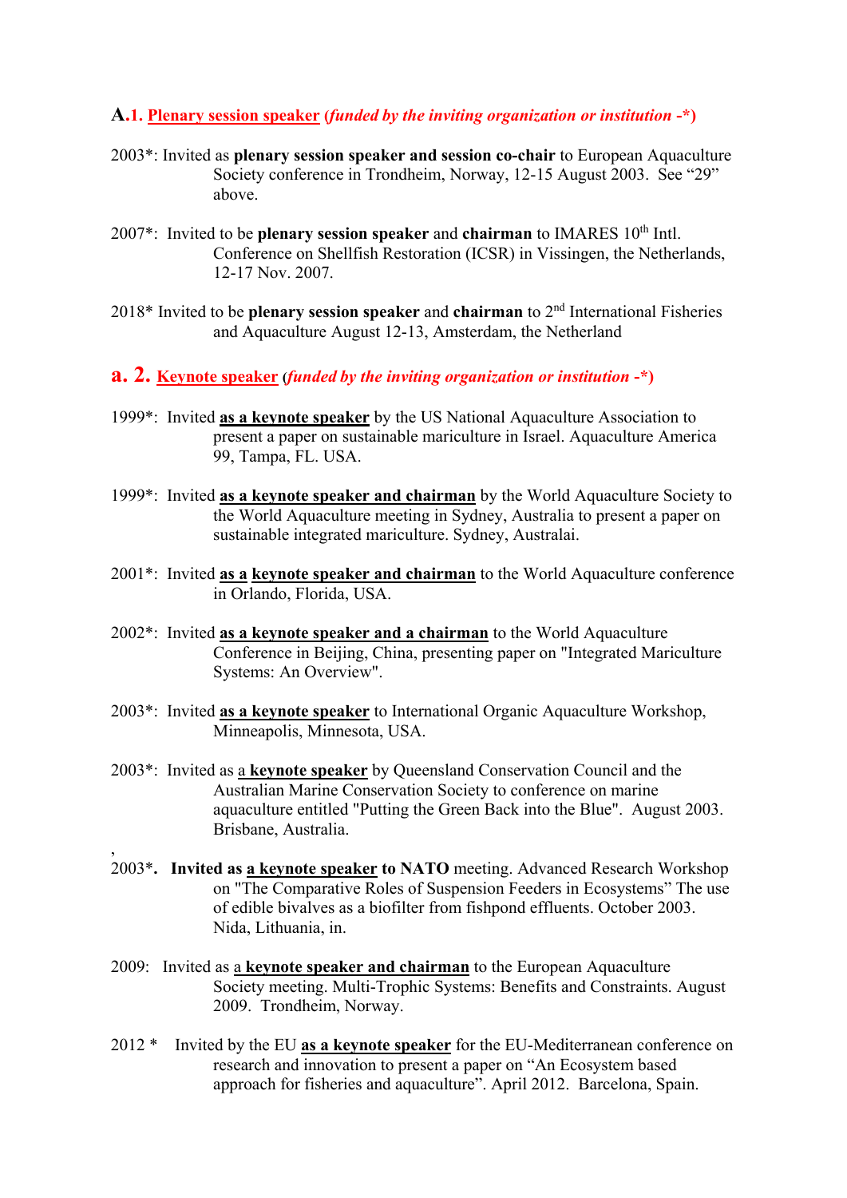## A.1. Plenary session speaker (*funded by the inviting organization or institution -**)

2003*: Invited as **plenary session speaker and session co-chair** to European Aquaculture Society conference in Trondheim, Norway, 12-15 August 2003. See "29" above.

2007*: Invited to be **plenary session speaker** and **chairman** to IMARES 10th Intl. Conference on Shellfish Restoration (ICSR) in Vissingen, the Netherlands, 12-17 Nov. 2007.

2018* Invited to be **plenary session speaker** and **chairman** to 2nd International Fisheries and Aquaculture August 12-13, Amsterdam, the Netherland

## a. 2. Keynote speaker (*funded by the inviting organization or institution -**)

1999*: Invited **as a keynote speaker** by the US National Aquaculture Association to present a paper on sustainable mariculture in Israel. Aquaculture America 99, Tampa, FL. USA.

1999*: Invited **as a keynote speaker and chairman** by the World Aquaculture Society to the World Aquaculture meeting in Sydney, Australia to present a paper on sustainable integrated mariculture. Sydney, Australai.

2001*: Invited **as a keynote speaker and chairman** to the World Aquaculture conference in Orlando, Florida, USA.

2002*: Invited **as a keynote speaker and a chairman** to the World Aquaculture Conference in Beijing, China, presenting paper on "Integrated Mariculture Systems: An Overview".

2003*: Invited **as a keynote speaker** to International Organic Aquaculture Workshop, Minneapolis, Minnesota, USA.

2003*: Invited as a **keynote speaker** by Queensland Conservation Council and the Australian Marine Conservation Society to conference on marine aquaculture entitled "Putting the Green Back into the Blue". August 2003. Brisbane, Australia.

,

2003*. **Invited as a keynote speaker to NATO** meeting. Advanced Research Workshop on "The Comparative Roles of Suspension Feeders in Ecosystems" The use of edible bivalves as a biofilter from fishpond effluents. October 2003. Nida, Lithuania, in.

2009: Invited as a **keynote speaker and chairman** to the European Aquaculture Society meeting. Multi-Trophic Systems: Benefits and Constraints. August 2009. Trondheim, Norway.

2012 * Invited by the EU **as a keynote speaker** for the EU-Mediterranean conference on research and innovation to present a paper on "An Ecosystem based approach for fisheries and aquaculture". April 2012. Barcelona, Spain.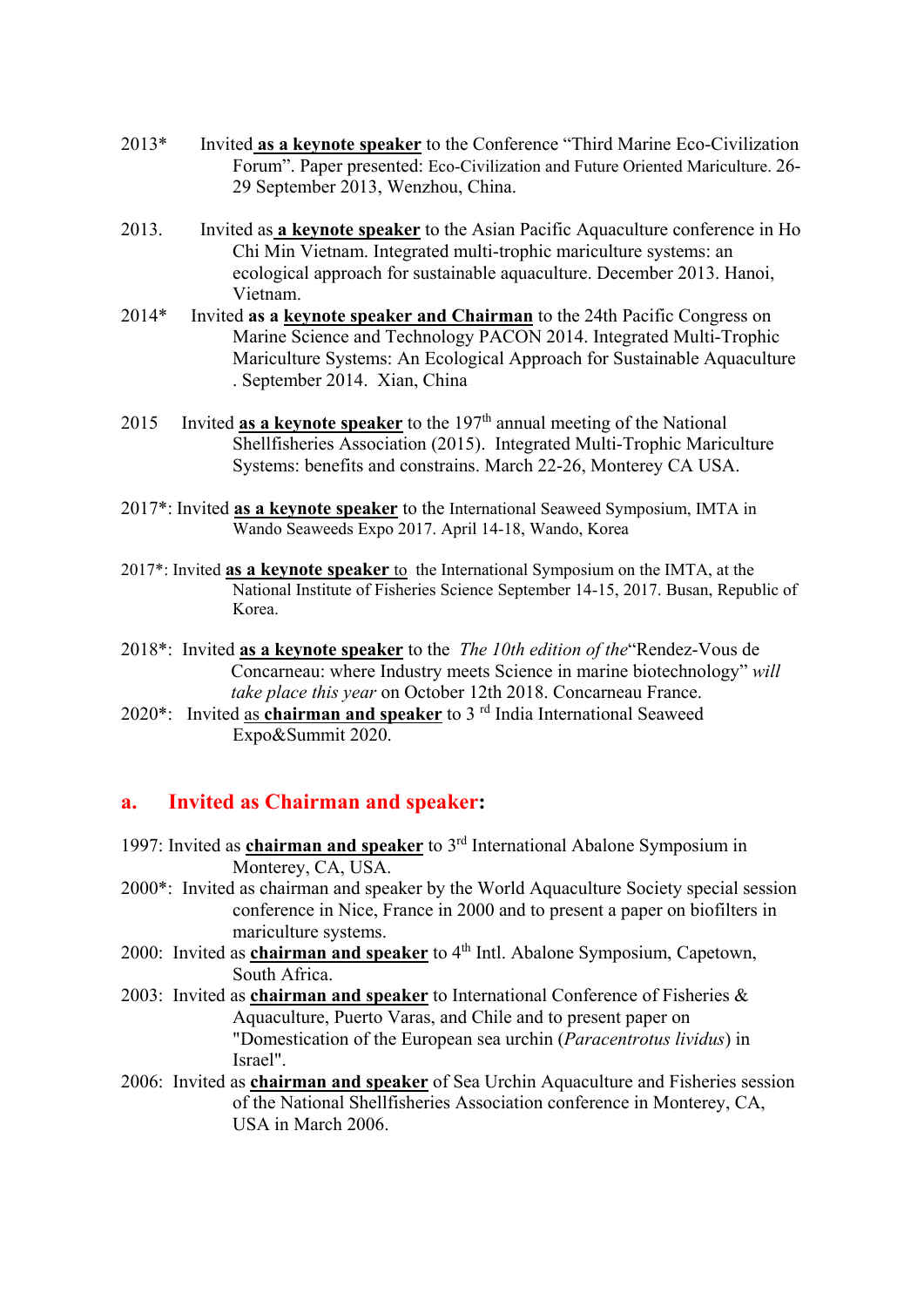2013* Invited **as a keynote speaker** to the Conference "Third Marine Eco-Civilization Forum". Paper presented: Eco-Civilization and Future Oriented Mariculture. 26-29 September 2013, Wenzhou, China.

2013. Invited as **a keynote speaker** to the Asian Pacific Aquaculture conference in Ho Chi Min Vietnam. Integrated multi-trophic mariculture systems: an ecological approach for sustainable aquaculture. December 2013. Hanoi, Vietnam.

2014* Invited **as a keynote speaker and Chairman** to the 24th Pacific Congress on Marine Science and Technology PACON 2014. Integrated Multi-Trophic Mariculture Systems: An Ecological Approach for Sustainable Aquaculture . September 2014. Xian, China

2015 Invited **as a keynote speaker** to the 197th annual meeting of the National Shellfisheries Association (2015). Integrated Multi-Trophic Mariculture Systems: benefits and constrains. March 22-26, Monterey CA USA.

2017*: Invited **as a keynote speaker** to the International Seaweed Symposium, IMTA in Wando Seaweeds Expo 2017. April 14-18, Wando, Korea

2017*: Invited **as a keynote speaker** to the International Symposium on the IMTA, at the National Institute of Fisheries Science September 14-15, 2017. Busan, Republic of Korea.

2018*: Invited **as a keynote speaker** to the *The 10th edition of the*"Rendez-Vous de Concarneau: where Industry meets Science in marine biotechnology" *will take place this year* on October 12th 2018. Concarneau France.

2020*: Invited as **chairman and speaker** to 3rd India International Seaweed Expo&Summit 2020.

## a. Invited as Chairman and speaker:

1997: Invited as **chairman and speaker** to 3rd International Abalone Symposium in Monterey, CA, USA.

2000*: Invited as chairman and speaker by the World Aquaculture Society special session conference in Nice, France in 2000 and to present a paper on biofilters in mariculture systems.

2000: Invited as **chairman and speaker** to 4th Intl. Abalone Symposium, Capetown, South Africa.

2003: Invited as **chairman and speaker** to International Conference of Fisheries & Aquaculture, Puerto Varas, and Chile and to present paper on "Domestication of the European sea urchin (*Paracentrotus lividus*) in Israel".

2006: Invited as **chairman and speaker** of Sea Urchin Aquaculture and Fisheries session of the National Shellfisheries Association conference in Monterey, CA, USA in March 2006.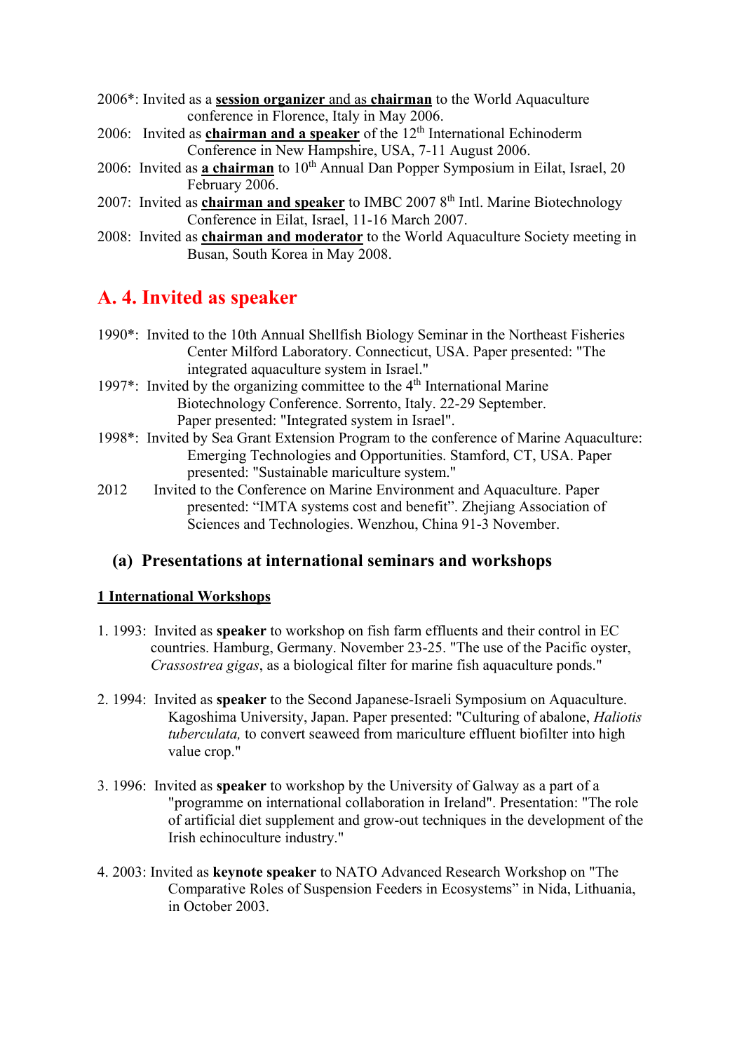2006*: Invited as a **session organizer** and as **chairman** to the World Aquaculture conference in Florence, Italy in May 2006.

2006: Invited as **chairman and a speaker** of the 12th International Echinoderm Conference in New Hampshire, USA, 7-11 August 2006.

2006: Invited as **a chairman** to 10th Annual Dan Popper Symposium in Eilat, Israel, 20 February 2006.

2007: Invited as **chairman and speaker** to IMBC 2007 8th Intl. Marine Biotechnology Conference in Eilat, Israel, 11-16 March 2007.

2008: Invited as **chairman and moderator** to the World Aquaculture Society meeting in Busan, South Korea in May 2008.

## A. 4. Invited as speaker

1990*: Invited to the 10th Annual Shellfish Biology Seminar in the Northeast Fisheries Center Milford Laboratory. Connecticut, USA. Paper presented: "The integrated aquaculture system in Israel."

1997*: Invited by the organizing committee to the 4th International Marine Biotechnology Conference. Sorrento, Italy. 22-29 September. Paper presented: "Integrated system in Israel".

1998*: Invited by Sea Grant Extension Program to the conference of Marine Aquaculture: Emerging Technologies and Opportunities. Stamford, CT, USA. Paper presented: "Sustainable mariculture system."

2012 Invited to the Conference on Marine Environment and Aquaculture. Paper presented: "IMTA systems cost and benefit". Zhejiang Association of Sciences and Technologies. Wenzhou, China 91-3 November.

### (a) Presentations at international seminars and workshops

**1 International Workshops**

1. 1993: Invited as **speaker** to workshop on fish farm effluents and their control in EC countries. Hamburg, Germany. November 23-25. "The use of the Pacific oyster, *Crassostrea gigas*, as a biological filter for marine fish aquaculture ponds."

2. 1994: Invited as **speaker** to the Second Japanese-Israeli Symposium on Aquaculture. Kagoshima University, Japan. Paper presented: "Culturing of abalone, *Haliotis tuberculata,* to convert seaweed from mariculture effluent biofilter into high value crop."

3. 1996: Invited as **speaker** to workshop by the University of Galway as a part of a "programme on international collaboration in Ireland". Presentation: "The role of artificial diet supplement and grow-out techniques in the development of the Irish echinoculture industry."

4. 2003: Invited as **keynote speaker** to NATO Advanced Research Workshop on "The Comparative Roles of Suspension Feeders in Ecosystems" in Nida, Lithuania, in October 2003.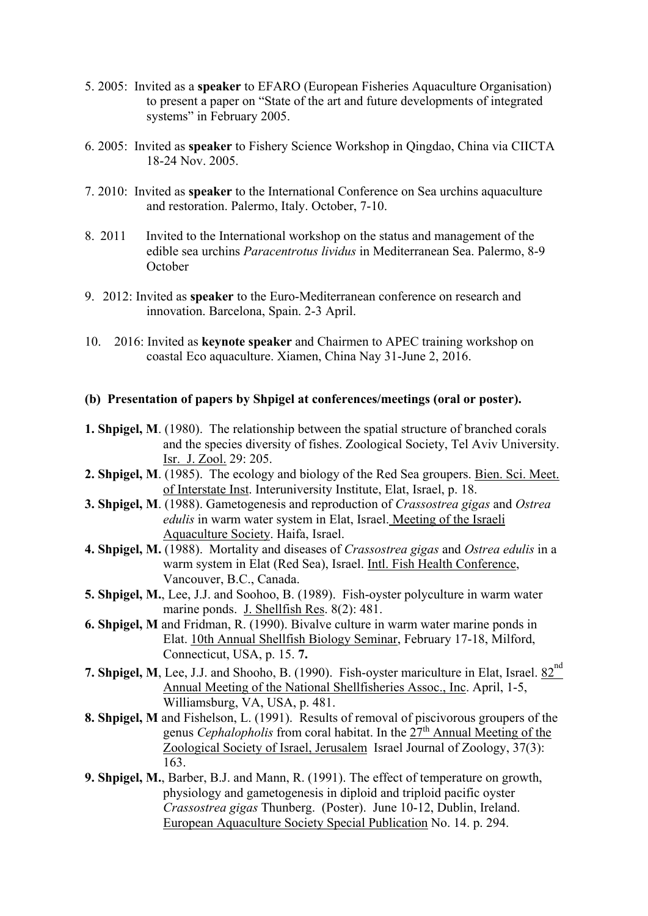5. 2005: Invited as a **speaker** to EFARO (European Fisheries Aquaculture Organisation) to present a paper on "State of the art and future developments of integrated systems" in February 2005.

6. 2005: Invited as **speaker** to Fishery Science Workshop in Qingdao, China via CIICTA 18-24 Nov. 2005.

7. 2010: Invited as **speaker** to the International Conference on Sea urchins aquaculture and restoration. Palermo, Italy. October, 7-10.

8. 2011 Invited to the International workshop on the status and management of the edible sea urchins *Paracentrotus lividus* in Mediterranean Sea. Palermo, 8-9 October

9. 2012: Invited as **speaker** to the Euro-Mediterranean conference on research and innovation. Barcelona, Spain. 2-3 April.

10. 2016: Invited as **keynote speaker** and Chairmen to APEC training workshop on coastal Eco aquaculture. Xiamen, China Nay 31-June 2, 2016.

**(b) Presentation of papers by Shpigel at conferences/meetings (oral or poster).**

**1. Shpigel, M**. (1980). The relationship between the spatial structure of branched corals and the species diversity of fishes. Zoological Society, Tel Aviv University. Isr. J. Zool. 29: 205.

**2. Shpigel, M**. (1985). The ecology and biology of the Red Sea groupers. Bien. Sci. Meet. of Interstate Inst. Interuniversity Institute, Elat, Israel, p. 18.

**3. Shpigel, M**. (1988). Gametogenesis and reproduction of *Crassostrea gigas* and *Ostrea edulis* in warm water system in Elat, Israel. Meeting of the Israeli Aquaculture Society. Haifa, Israel.

**4. Shpigel, M.** (1988). Mortality and diseases of *Crassostrea gigas* and *Ostrea edulis* in a warm system in Elat (Red Sea), Israel. Intl. Fish Health Conference, Vancouver, B.C., Canada.

**5. Shpigel, M.**, Lee, J.J. and Soohoo, B. (1989). Fish-oyster polyculture in warm water marine ponds. J. Shellfish Res. 8(2): 481.

**6. Shpigel, M** and Fridman, R. (1990). Bivalve culture in warm water marine ponds in Elat. 10th Annual Shellfish Biology Seminar, February 17-18, Milford, Connecticut, USA, p. 15. **7.**

**7. Shpigel, M**, Lee, J.J. and Shooho, B. (1990). Fish-oyster mariculture in Elat, Israel. 82nd Annual Meeting of the National Shellfisheries Assoc., Inc. April, 1-5, Williamsburg, VA, USA, p. 481.

**8. Shpigel, M** and Fishelson, L. (1991). Results of removal of piscivorous groupers of the genus *Cephalopholis* from coral habitat. In the 27th Annual Meeting of the Zoological Society of Israel, Jerusalem Israel Journal of Zoology, 37(3): 163.

**9. Shpigel, M.**, Barber, B.J. and Mann, R. (1991). The effect of temperature on growth, physiology and gametogenesis in diploid and triploid pacific oyster *Crassostrea gigas* Thunberg. (Poster). June 10-12, Dublin, Ireland. European Aquaculture Society Special Publication No. 14. p. 294.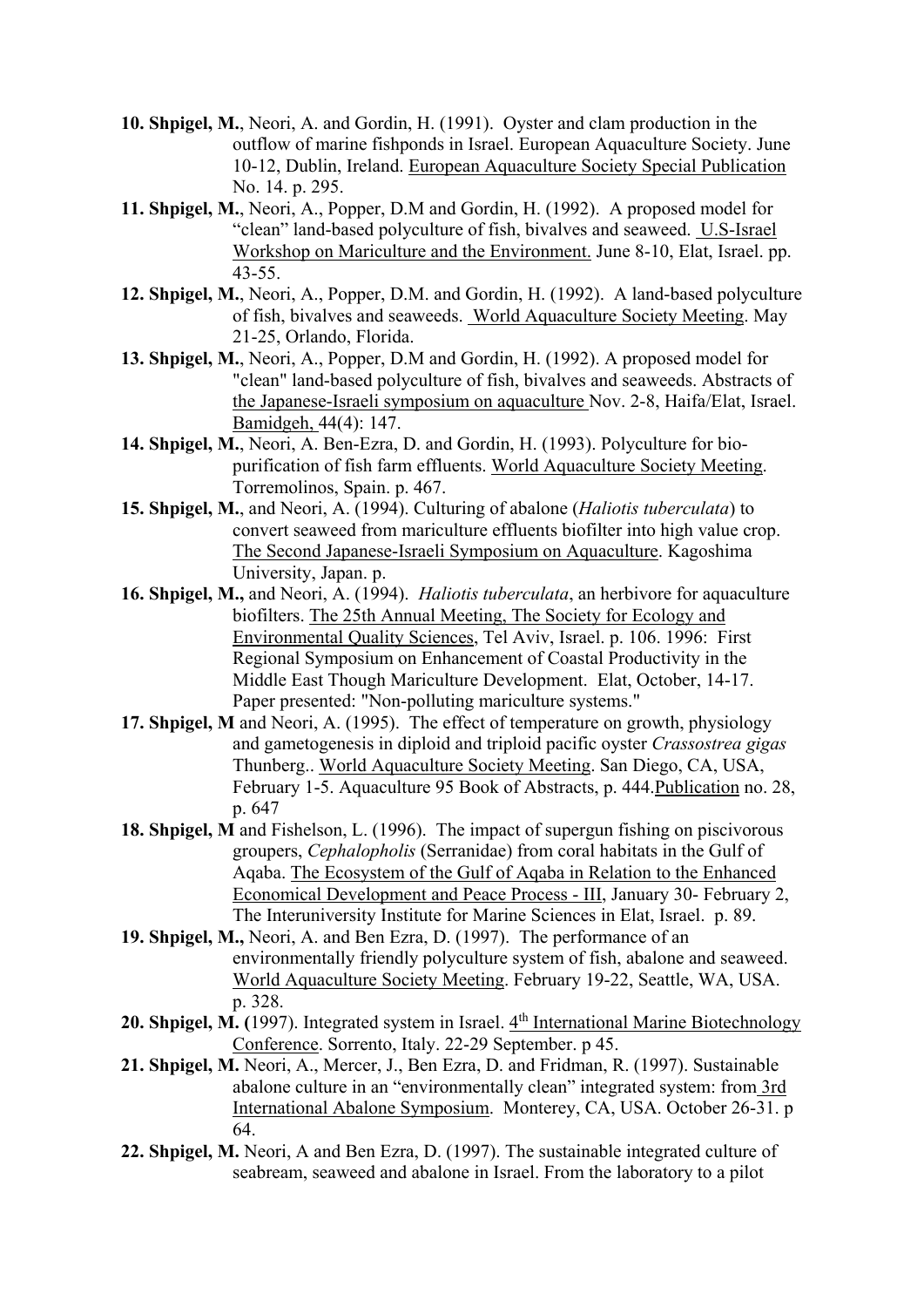**10. Shpigel, M.**, Neori, A. and Gordin, H. (1991). Oyster and clam production in the outflow of marine fishponds in Israel. European Aquaculture Society. June 10-12, Dublin, Ireland. European Aquaculture Society Special Publication No. 14. p. 295.

**11. Shpigel, M.**, Neori, A., Popper, D.M and Gordin, H. (1992). A proposed model for "clean" land-based polyculture of fish, bivalves and seaweed. U.S-Israel Workshop on Mariculture and the Environment. June 8-10, Elat, Israel. pp. 43-55.

**12. Shpigel, M.**, Neori, A., Popper, D.M. and Gordin, H. (1992). A land-based polyculture of fish, bivalves and seaweeds. World Aquaculture Society Meeting. May 21-25, Orlando, Florida.

**13. Shpigel, M.**, Neori, A., Popper, D.M and Gordin, H. (1992). A proposed model for "clean" land-based polyculture of fish, bivalves and seaweeds. Abstracts of the Japanese-Israeli symposium on aquaculture Nov. 2-8, Haifa/Elat, Israel. Bamidgeh, 44(4): 147.

**14. Shpigel, M.**, Neori, A. Ben-Ezra, D. and Gordin, H. (1993). Polyculture for bio-purification of fish farm effluents. World Aquaculture Society Meeting. Torremolinos, Spain. p. 467.

**15. Shpigel, M.**, and Neori, A. (1994). Culturing of abalone (*Haliotis tuberculata*) to convert seaweed from mariculture effluents biofilter into high value crop. The Second Japanese-Israeli Symposium on Aquaculture. Kagoshima University, Japan. p.

**16. Shpigel, M.,** and Neori, A. (1994). *Haliotis tuberculata*, an herbivore for aquaculture biofilters. The 25th Annual Meeting, The Society for Ecology and Environmental Quality Sciences, Tel Aviv, Israel. p. 106. 1996: First Regional Symposium on Enhancement of Coastal Productivity in the Middle East Though Mariculture Development. Elat, October, 14-17. Paper presented: "Non-polluting mariculture systems."

**17. Shpigel, M** and Neori, A. (1995). The effect of temperature on growth, physiology and gametogenesis in diploid and triploid pacific oyster *Crassostrea gigas* Thunberg.. World Aquaculture Society Meeting. San Diego, CA, USA, February 1-5. Aquaculture 95 Book of Abstracts, p. 444.Publication no. 28, p. 647

**18. Shpigel, M** and Fishelson, L. (1996). The impact of supergun fishing on piscivorous groupers, *Cephalopholis* (Serranidae) from coral habitats in the Gulf of Aqaba. The Ecosystem of the Gulf of Aqaba in Relation to the Enhanced Economical Development and Peace Process - III, January 30- February 2, The Interuniversity Institute for Marine Sciences in Elat, Israel. p. 89.

**19. Shpigel, M.,** Neori, A. and Ben Ezra, D. (1997). The performance of an environmentally friendly polyculture system of fish, abalone and seaweed. World Aquaculture Society Meeting. February 19-22, Seattle, WA, USA. p. 328.

**20. Shpigel, M. (**1997). Integrated system in Israel. 4th International Marine Biotechnology Conference. Sorrento, Italy. 22-29 September. p 45.

**21. Shpigel, M.** Neori, A., Mercer, J., Ben Ezra, D. and Fridman, R. (1997). Sustainable abalone culture in an "environmentally clean" integrated system: from 3rd International Abalone Symposium. Monterey, CA, USA. October 26-31. p 64.

**22. Shpigel, M.** Neori, A and Ben Ezra, D. (1997). The sustainable integrated culture of seabream, seaweed and abalone in Israel. From the laboratory to a pilot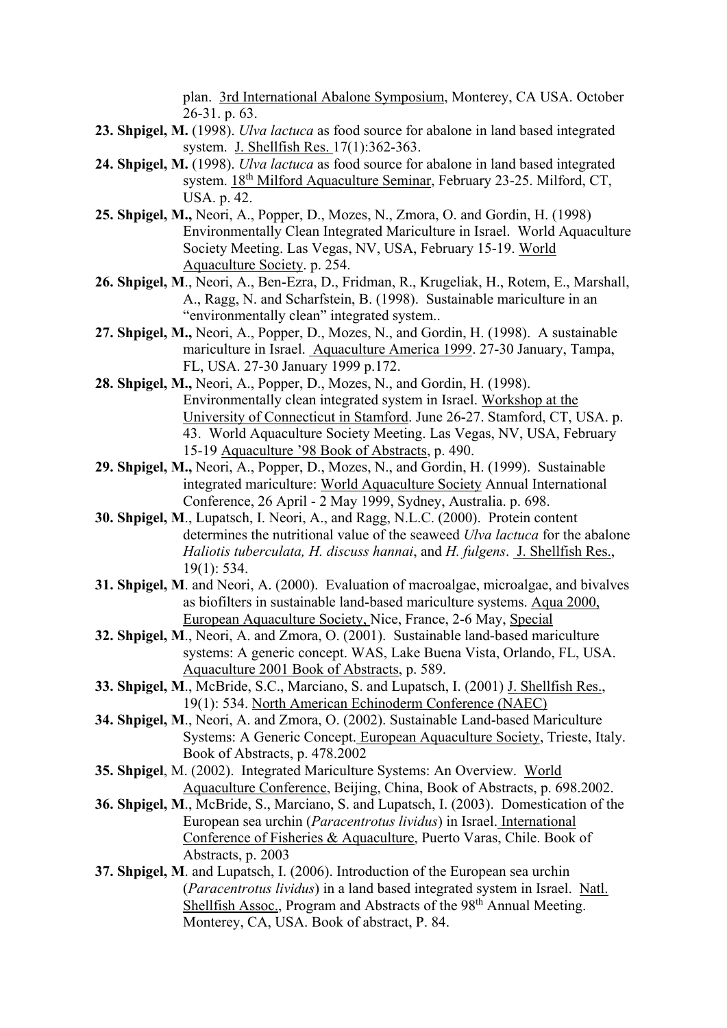plan. 3rd International Abalone Symposium, Monterey, CA USA. October 26-31. p. 63.

**23. Shpigel, M.** (1998). *Ulva lactuca* as food source for abalone in land based integrated system. J. Shellfish Res. 17(1):362-363.

**24. Shpigel, M.** (1998). *Ulva lactuca* as food source for abalone in land based integrated system. 18th Milford Aquaculture Seminar, February 23-25. Milford, CT, USA. p. 42.

**25. Shpigel, M.,** Neori, A., Popper, D., Mozes, N., Zmora, O. and Gordin, H. (1998) Environmentally Clean Integrated Mariculture in Israel. World Aquaculture Society Meeting. Las Vegas, NV, USA, February 15-19. World Aquaculture Society. p. 254.

**26. Shpigel, M**., Neori, A., Ben-Ezra, D., Fridman, R., Krugeliak, H., Rotem, E., Marshall, A., Ragg, N. and Scharfstein, B. (1998). Sustainable mariculture in an "environmentally clean" integrated system..

**27. Shpigel, M.,** Neori, A., Popper, D., Mozes, N., and Gordin, H. (1998). A sustainable mariculture in Israel. Aquaculture America 1999. 27-30 January, Tampa, FL, USA. 27-30 January 1999 p.172.

**28. Shpigel, M.,** Neori, A., Popper, D., Mozes, N., and Gordin, H. (1998). Environmentally clean integrated system in Israel. Workshop at the University of Connecticut in Stamford. June 26-27. Stamford, CT, USA. p. 43. World Aquaculture Society Meeting. Las Vegas, NV, USA, February 15-19 Aquaculture '98 Book of Abstracts, p. 490.

**29. Shpigel, M.,** Neori, A., Popper, D., Mozes, N., and Gordin, H. (1999). Sustainable integrated mariculture: World Aquaculture Society Annual International Conference, 26 April - 2 May 1999, Sydney, Australia. p. 698.

**30. Shpigel, M**., Lupatsch, I. Neori, A., and Ragg, N.L.C. (2000). Protein content determines the nutritional value of the seaweed *Ulva lactuca* for the abalone *Haliotis tuberculata, H. discuss hannai*, and *H. fulgens*. J. Shellfish Res., 19(1): 534.

**31. Shpigel, M**. and Neori, A. (2000). Evaluation of macroalgae, microalgae, and bivalves as biofilters in sustainable land-based mariculture systems. Aqua 2000, European Aquaculture Society, Nice, France, 2-6 May, Special

**32. Shpigel, M**., Neori, A. and Zmora, O. (2001). Sustainable land-based mariculture systems: A generic concept. WAS, Lake Buena Vista, Orlando, FL, USA. Aquaculture 2001 Book of Abstracts, p. 589.

**33. Shpigel, M**., McBride, S.C., Marciano, S. and Lupatsch, I. (2001) J. Shellfish Res., 19(1): 534. North American Echinoderm Conference (NAEC)

**34. Shpigel, M**., Neori, A. and Zmora, O. (2002). Sustainable Land-based Mariculture Systems: A Generic Concept. European Aquaculture Society, Trieste, Italy. Book of Abstracts, p. 478.2002

**35. Shpigel**, M. (2002). Integrated Mariculture Systems: An Overview. World Aquaculture Conference, Beijing, China, Book of Abstracts, p. 698.2002.

**36. Shpigel, M**., McBride, S., Marciano, S. and Lupatsch, I. (2003). Domestication of the European sea urchin (*Paracentrotus lividus*) in Israel. International Conference of Fisheries & Aquaculture, Puerto Varas, Chile. Book of Abstracts, p. 2003

**37. Shpigel, M**. and Lupatsch, I. (2006). Introduction of the European sea urchin (*Paracentrotus lividus*) in a land based integrated system in Israel. Natl. Shellfish Assoc., Program and Abstracts of the 98th Annual Meeting. Monterey, CA, USA. Book of abstract, P. 84.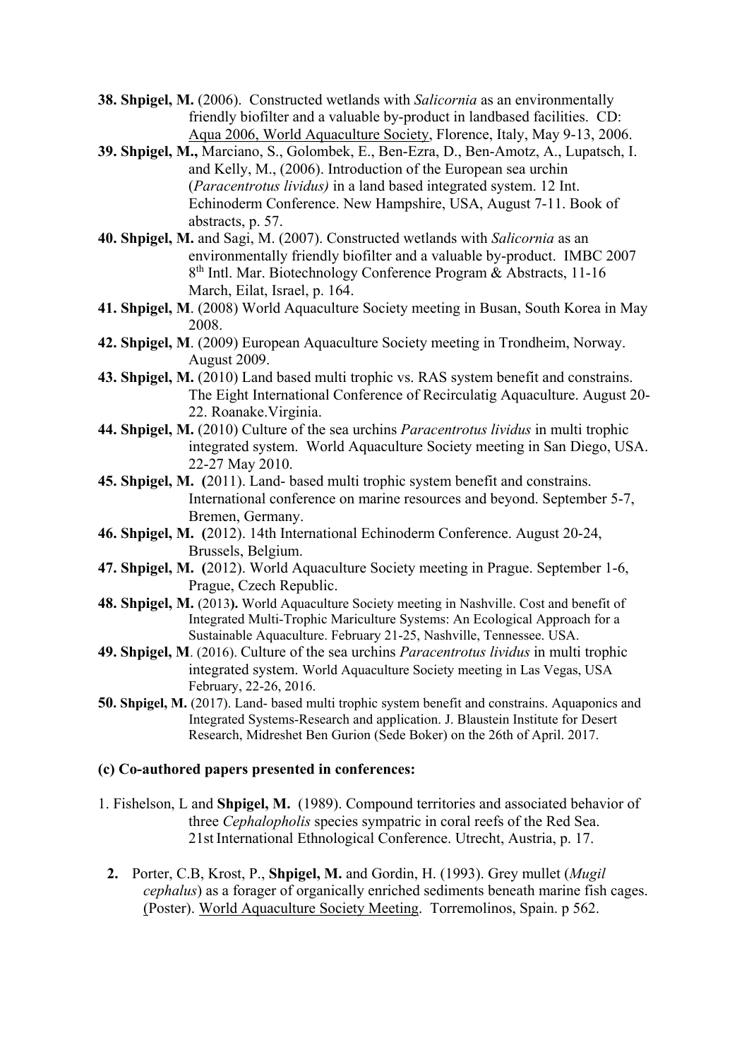**38. Shpigel, M.** (2006). Constructed wetlands with *Salicornia* as an environmentally friendly biofilter and a valuable by-product in landbased facilities. CD: Aqua 2006, World Aquaculture Society, Florence, Italy, May 9-13, 2006.

**39. Shpigel, M.,** Marciano, S., Golombek, E., Ben-Ezra, D., Ben-Amotz, A., Lupatsch, I. and Kelly, M., (2006). Introduction of the European sea urchin (*Paracentrotus lividus)* in a land based integrated system. 12 Int. Echinoderm Conference. New Hampshire, USA, August 7-11. Book of abstracts, p. 57.

**40. Shpigel, M.** and Sagi, M. (2007). Constructed wetlands with *Salicornia* as an environmentally friendly biofilter and a valuable by-product. IMBC 2007 8th Intl. Mar. Biotechnology Conference Program & Abstracts, 11-16 March, Eilat, Israel, p. 164.

**41. Shpigel, M**. (2008) World Aquaculture Society meeting in Busan, South Korea in May 2008.

**42. Shpigel, M**. (2009) European Aquaculture Society meeting in Trondheim, Norway. August 2009.

**43. Shpigel, M.** (2010) Land based multi trophic vs. RAS system benefit and constrains. The Eight International Conference of Recirculatig Aquaculture. August 20-22. Roanake.Virginia.

**44. Shpigel, M.** (2010) Culture of the sea urchins *Paracentrotus lividus* in multi trophic integrated system. World Aquaculture Society meeting in San Diego, USA. 22-27 May 2010.

**45. Shpigel, M. (**2011). Land- based multi trophic system benefit and constrains. International conference on marine resources and beyond. September 5-7, Bremen, Germany.

**46. Shpigel, M. (**2012). 14th International Echinoderm Conference. August 20-24, Brussels, Belgium.

**47. Shpigel, M. (**2012). World Aquaculture Society meeting in Prague. September 1-6, Prague, Czech Republic.

**48. Shpigel, M.** (2013**).** World Aquaculture Society meeting in Nashville. Cost and benefit of Integrated Multi-Trophic Mariculture Systems: An Ecological Approach for a Sustainable Aquaculture. February 21-25, Nashville, Tennessee. USA.

**49. Shpigel, M**. (2016). Culture of the sea urchins *Paracentrotus lividus* in multi trophic integrated system. World Aquaculture Society meeting in Las Vegas, USA February, 22-26, 2016.

**50. Shpigel, M.** (2017). Land- based multi trophic system benefit and constrains. Aquaponics and Integrated Systems-Research and application. J. Blaustein Institute for Desert Research, Midreshet Ben Gurion (Sede Boker) on the 26th of April. 2017.

**(c) Co-authored papers presented in conferences:**

1. Fishelson, L and **Shpigel, M.** (1989). Compound territories and associated behavior of three *Cephalopholis* species sympatric in coral reefs of the Red Sea. 21st International Ethnological Conference. Utrecht, Austria, p. 17.

2. Porter, C.B, Krost, P., **Shpigel, M.** and Gordin, H. (1993). Grey mullet (*Mugil cephalus*) as a forager of organically enriched sediments beneath marine fish cages. (Poster). World Aquaculture Society Meeting. Torremolinos, Spain. p 562.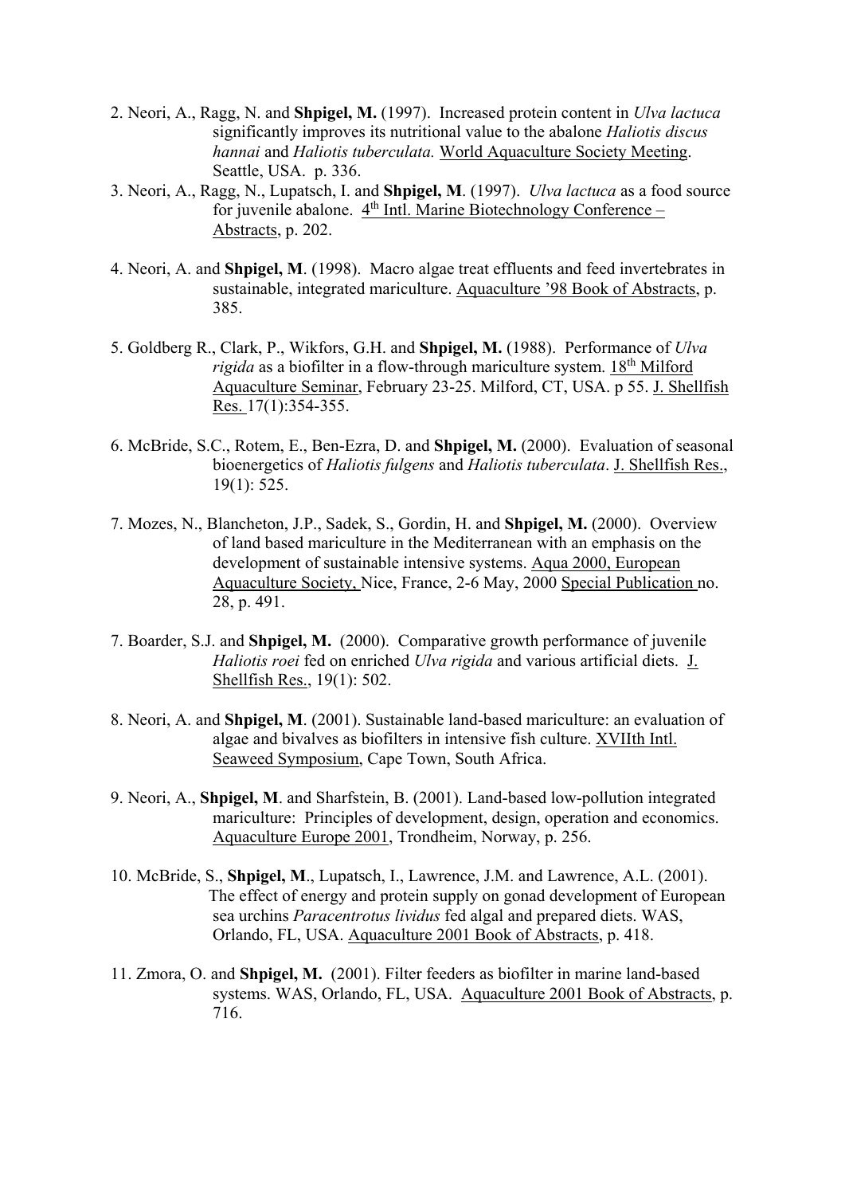2. Neori, A., Ragg, N. and **Shpigel, M.** (1997). Increased protein content in *Ulva lactuca* significantly improves its nutritional value to the abalone *Haliotis discus hannai* and *Haliotis tuberculata.* World Aquaculture Society Meeting. Seattle, USA. p. 336.

3. Neori, A., Ragg, N., Lupatsch, I. and **Shpigel, M**. (1997). *Ulva lactuca* as a food source for juvenile abalone. 4th Intl. Marine Biotechnology Conference – Abstracts, p. 202.

4. Neori, A. and **Shpigel, M**. (1998). Macro algae treat effluents and feed invertebrates in sustainable, integrated mariculture. Aquaculture '98 Book of Abstracts, p. 385.

5. Goldberg R., Clark, P., Wikfors, G.H. and **Shpigel, M.** (1988). Performance of *Ulva rigida* as a biofilter in a flow-through mariculture system. 18th Milford Aquaculture Seminar, February 23-25. Milford, CT, USA. p 55. J. Shellfish Res. 17(1):354-355.

6. McBride, S.C., Rotem, E., Ben-Ezra, D. and **Shpigel, M.** (2000). Evaluation of seasonal bioenergetics of *Haliotis fulgens* and *Haliotis tuberculata*. J. Shellfish Res., 19(1): 525.

7. Mozes, N., Blancheton, J.P., Sadek, S., Gordin, H. and **Shpigel, M.** (2000). Overview of land based mariculture in the Mediterranean with an emphasis on the development of sustainable intensive systems. Aqua 2000, European Aquaculture Society, Nice, France, 2-6 May, 2000 Special Publication no. 28, p. 491.

7. Boarder, S.J. and **Shpigel, M.** (2000). Comparative growth performance of juvenile *Haliotis roei* fed on enriched *Ulva rigida* and various artificial diets. J. Shellfish Res., 19(1): 502.

8. Neori, A. and **Shpigel, M**. (2001). Sustainable land-based mariculture: an evaluation of algae and bivalves as biofilters in intensive fish culture. XVIIth Intl. Seaweed Symposium, Cape Town, South Africa.

9. Neori, A., **Shpigel, M**. and Sharfstein, B. (2001). Land-based low-pollution integrated mariculture: Principles of development, design, operation and economics. Aquaculture Europe 2001, Trondheim, Norway, p. 256.

10. McBride, S., **Shpigel, M**., Lupatsch, I., Lawrence, J.M. and Lawrence, A.L. (2001). The effect of energy and protein supply on gonad development of European sea urchins *Paracentrotus lividus* fed algal and prepared diets. WAS, Orlando, FL, USA. Aquaculture 2001 Book of Abstracts, p. 418.

11. Zmora, O. and **Shpigel, M.** (2001). Filter feeders as biofilter in marine land-based systems. WAS, Orlando, FL, USA. Aquaculture 2001 Book of Abstracts, p. 716.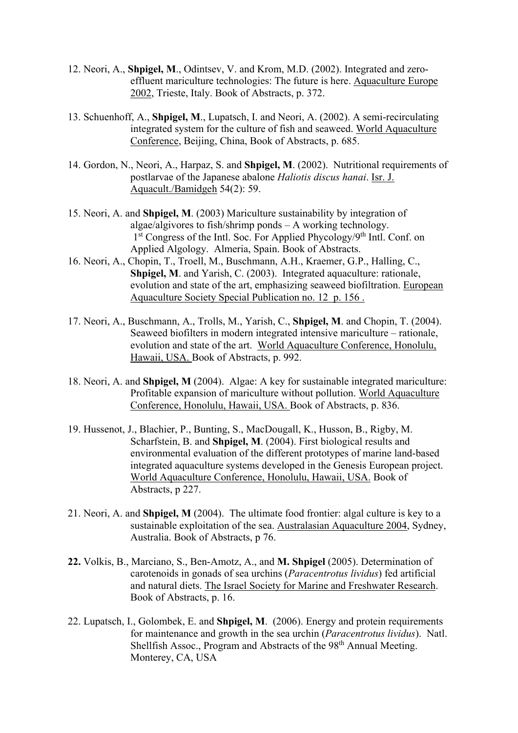12. Neori, A., **Shpigel, M**., Odintsev, V. and Krom, M.D. (2002). Integrated and zero-effluent mariculture technologies: The future is here. Aquaculture Europe 2002, Trieste, Italy. Book of Abstracts, p. 372.

13. Schuenhoff, A., **Shpigel, M**., Lupatsch, I. and Neori, A. (2002). A semi-recirculating integrated system for the culture of fish and seaweed. World Aquaculture Conference, Beijing, China, Book of Abstracts, p. 685.

14. Gordon, N., Neori, A., Harpaz, S. and **Shpigel, M**. (2002). Nutritional requirements of postlarvae of the Japanese abalone *Haliotis discus hanai*. Isr. J. Aquacult./Bamidgeh 54(2): 59.

15. Neori, A. and **Shpigel, M**. (2003) Mariculture sustainability by integration of algae/algivores to fish/shrimp ponds – A working technology. 1st Congress of the Intl. Soc. For Applied Phycology/9th Intl. Conf. on Applied Algology. Almeria, Spain. Book of Abstracts.

16. Neori, A., Chopin, T., Troell, M., Buschmann, A.H., Kraemer, G.P., Halling, C., **Shpigel, M**. and Yarish, C. (2003). Integrated aquaculture: rationale, evolution and state of the art, emphasizing seaweed biofiltration. European Aquaculture Society Special Publication no. 12 p. 156 .

17. Neori, A., Buschmann, A., Trolls, M., Yarish, C., **Shpigel, M**. and Chopin, T. (2004). Seaweed biofilters in modern integrated intensive mariculture – rationale, evolution and state of the art. World Aquaculture Conference, Honolulu, Hawaii, USA. Book of Abstracts, p. 992.

18. Neori, A. and **Shpigel, M** (2004). Algae: A key for sustainable integrated mariculture: Profitable expansion of mariculture without pollution. World Aquaculture Conference, Honolulu, Hawaii, USA. Book of Abstracts, p. 836.

19. Hussenot, J., Blachier, P., Bunting, S., MacDougall, K., Husson, B., Rigby, M. Scharfstein, B. and **Shpigel, M**. (2004). First biological results and environmental evaluation of the different prototypes of marine land-based integrated aquaculture systems developed in the Genesis European project. World Aquaculture Conference, Honolulu, Hawaii, USA. Book of Abstracts, p 227.

21. Neori, A. and **Shpigel, M** (2004). The ultimate food frontier: algal culture is key to a sustainable exploitation of the sea. Australasian Aquaculture 2004, Sydney, Australia. Book of Abstracts, p 76.

**22.** Volkis, B., Marciano, S., Ben-Amotz, A., and **M. Shpigel** (2005). Determination of carotenoids in gonads of sea urchins (*Paracentrotus lividus*) fed artificial and natural diets. The Israel Society for Marine and Freshwater Research. Book of Abstracts, p. 16.

22. Lupatsch, I., Golombek, E. and **Shpigel, M**. (2006). Energy and protein requirements for maintenance and growth in the sea urchin (*Paracentrotus lividus*). Natl. Shellfish Assoc., Program and Abstracts of the 98th Annual Meeting. Monterey, CA, USA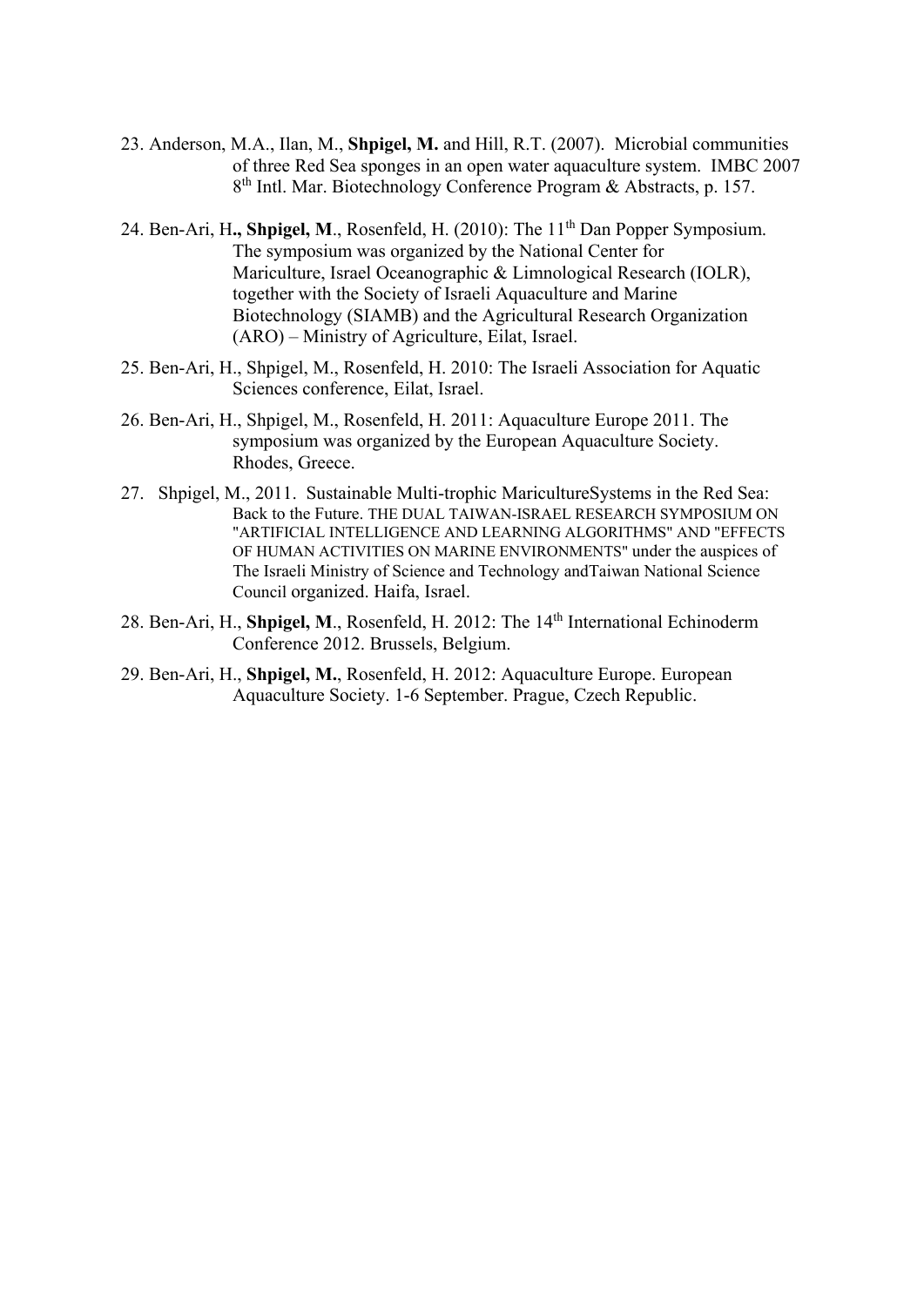23. Anderson, M.A., Ilan, M., **Shpigel, M.** and Hill, R.T. (2007). Microbial communities of three Red Sea sponges in an open water aquaculture system. IMBC 2007 8th Intl. Mar. Biotechnology Conference Program & Abstracts, p. 157.

24. Ben-Ari, H**., Shpigel, M**., Rosenfeld, H. (2010): The 11th Dan Popper Symposium. The symposium was organized by the National Center for Mariculture, Israel Oceanographic & Limnological Research (IOLR), together with the Society of Israeli Aquaculture and Marine Biotechnology (SIAMB) and the Agricultural Research Organization (ARO) – Ministry of Agriculture, Eilat, Israel.

25. Ben-Ari, H., Shpigel, M., Rosenfeld, H. 2010: The Israeli Association for Aquatic Sciences conference, Eilat, Israel.

26. Ben-Ari, H., Shpigel, M., Rosenfeld, H. 2011: Aquaculture Europe 2011. The symposium was organized by the European Aquaculture Society. Rhodes, Greece.

27. Shpigel, M., 2011. Sustainable Multi-trophic MaricultureSystems in the Red Sea: Back to the Future. THE DUAL TAIWAN-ISRAEL RESEARCH SYMPOSIUM ON "ARTIFICIAL INTELLIGENCE AND LEARNING ALGORITHMS" AND "EFFECTS OF HUMAN ACTIVITIES ON MARINE ENVIRONMENTS" under the auspices of The Israeli Ministry of Science and Technology andTaiwan National Science Council organized. Haifa, Israel.

28. Ben-Ari, H., **Shpigel, M**., Rosenfeld, H. 2012: The 14th International Echinoderm Conference 2012. Brussels, Belgium.

29. Ben-Ari, H., **Shpigel, M.**, Rosenfeld, H. 2012: Aquaculture Europe. European Aquaculture Society. 1-6 September. Prague, Czech Republic.